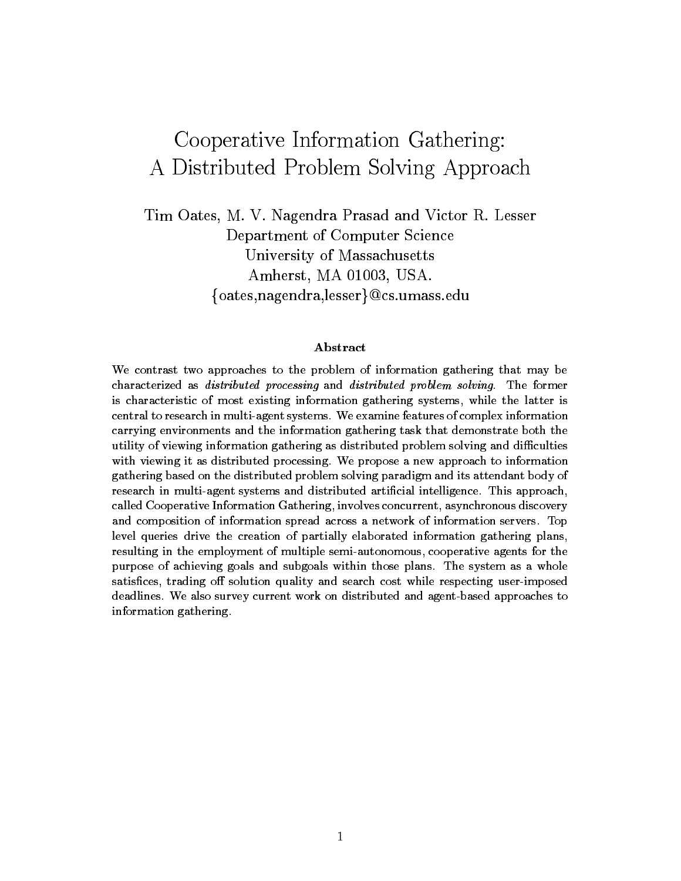# Cooperative Information Gathering: A Distributed Problem Solving Approach

Tim Oates, M. V. Nagendra Prasad and Victor R. Lesser
Department of Computer Science
University of Massachusetts
Amherst, MA 01003, USA.
{oates,nagendra,lesser}@cs.umass.edu

### Abstract

We contrast two approaches to the problem of information gathering that may be characterized as *distributed processing* and *distributed problem solving*. The former is characteristic of most existing information gathering systems, while the latter is central to research in multi-agent systems. We examine features of complex information carrying environments and the information gathering task that demonstrate both the utility of viewing information gathering as distributed problem solving and difficulties with viewing it as distributed processing. We propose a new approach to information gathering based on the distributed problem solving paradigm and its attendant body of research in multi-agent systems and distributed artificial intelligence. This approach, called Cooperative Information Gathering, involves concurrent, asynchronous discovery and composition of information spread across a network of information servers. Top level queries drive the creation of partially elaborated information gathering plans, resulting in the employment of multiple semi-autonomous, cooperative agents for the purpose of achieving goals and subgoals within those plans. The system as a whole satisfices, trading off solution quality and search cost while respecting user-imposed deadlines. We also survey current work on distributed and agent-based approaches to information gathering.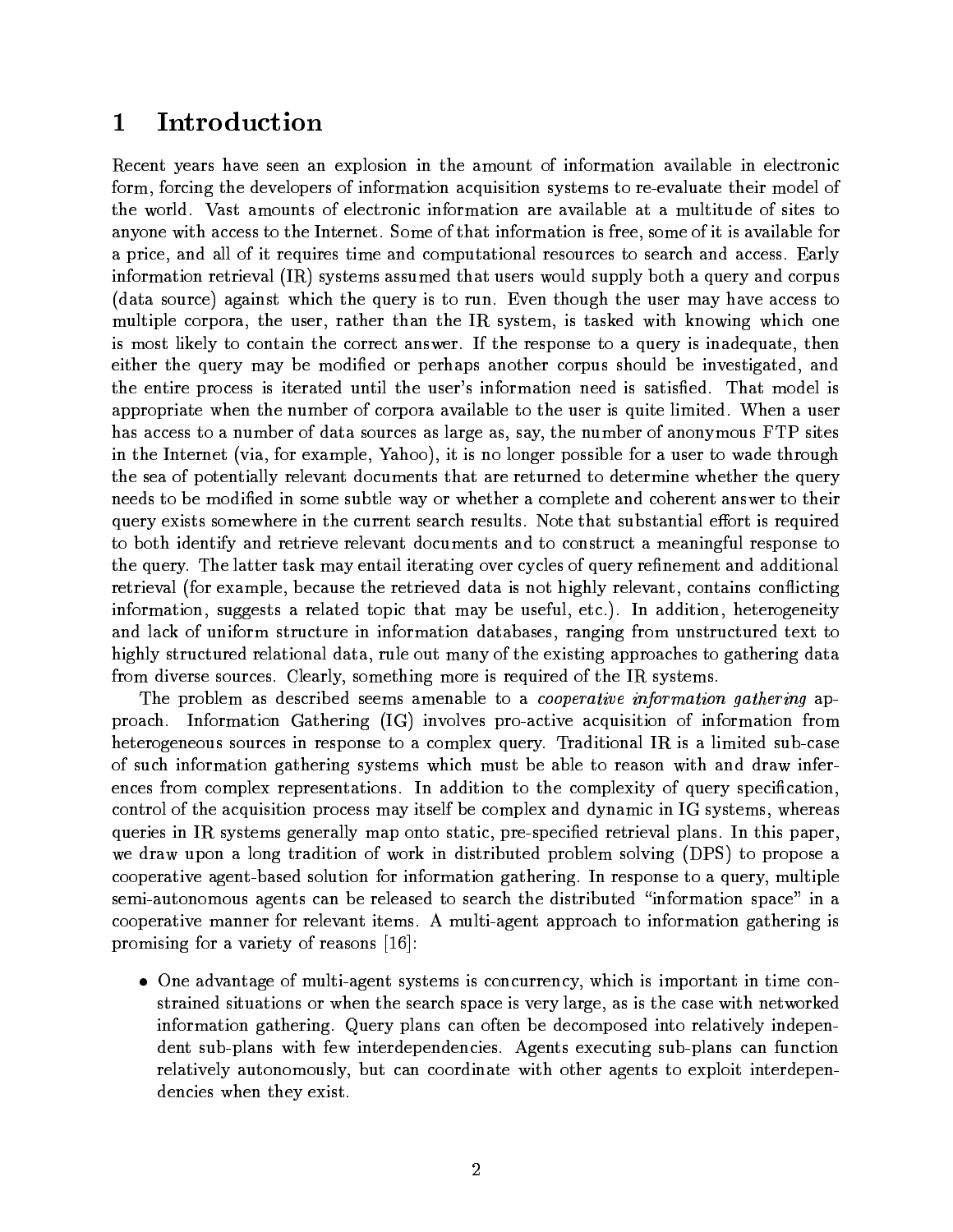# 1 Introduction

Recent years have seen an explosion in the amount of information available in electronic form, forcing the developers of information acquisition systems to re-evaluate their model of the world. Vast amounts of electronic information are available at a multitude of sites to anyone with access to the Internet. Some of that information is free, some of it is available for a price, and all of it requires time and computational resources to search and access. Early information retrieval (IR) systems assumed that users would supply both a query and corpus (data source) against which the query is to run. Even though the user may have access to multiple corpora, the user, rather than the IR system, is tasked with knowing which one is most likely to contain the correct answer. If the response to a query is inadequate, then either the query may be modified or perhaps another corpus should be investigated, and the entire process is iterated until the user's information need is satisfied. That model is appropriate when the number of corpora available to the user is quite limited. When a user has access to a number of data sources as large as, say, the number of anonymous FTP sites in the Internet (via, for example, Yahoo), it is no longer possible for a user to wade through the sea of potentially relevant documents that are returned to determine whether the query needs to be modified in some subtle way or whether a complete and coherent answer to their query exists somewhere in the current search results. Note that substantial effort is required to both identify and retrieve relevant documents and to construct a meaningful response to the query. The latter task may entail iterating over cycles of query refinement and additional retrieval (for example, because the retrieved data is not highly relevant, contains conflicting information, suggests a related topic that may be useful, etc.). In addition, heterogeneity and lack of uniform structure in information databases, ranging from unstructured text to highly structured relational data, rule out many of the existing approaches to gathering data from diverse sources. Clearly, something more is required of the IR systems.

The problem as described seems amenable to a *cooperative information gathering* approach. Information Gathering (IG) involves pro-active acquisition of information from heterogeneous sources in response to a complex query. Traditional IR is a limited sub-case of such information gathering systems which must be able to reason with and draw inferences from complex representations. In addition to the complexity of query specification, control of the acquisition process may itself be complex and dynamic in IG systems, whereas queries in IR systems generally map onto static, pre-specified retrieval plans. In this paper, we draw upon a long tradition of work in distributed problem solving (DPS) to propose a cooperative agent-based solution for information gathering. In response to a query, multiple semi-autonomous agents can be released to search the distributed "information space" in a cooperative manner for relevant items. A multi-agent approach to information gathering is promising for a variety of reasons [16]:

- One advantage of multi-agent systems is concurrency, which is important in time constrained situations or when the search space is very large, as is the case with networked information gathering. Query plans can often be decomposed into relatively independent sub-plans with few interdependencies. Agents executing sub-plans can function relatively autonomously, but can coordinate with other agents to exploit interdependencies when they exist.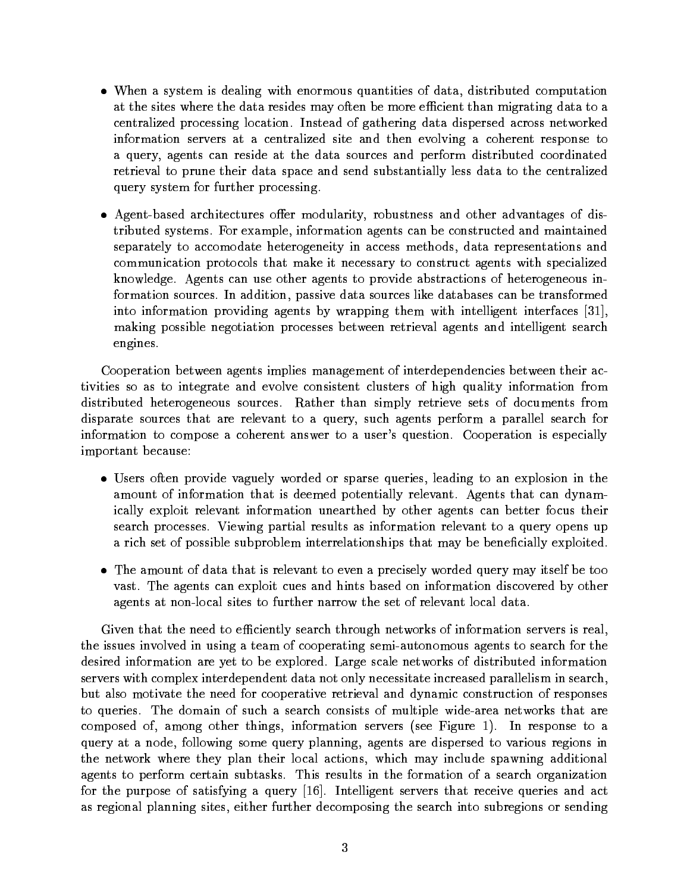- When a system is dealing with enormous quantities of data, distributed computation at the sites where the data resides may often be more efficient than migrating data to a centralized processing location. Instead of gathering data dispersed across networked information servers at a centralized site and then evolving a coherent response to a query, agents can reside at the data sources and perform distributed coordinated retrieval to prune their data space and send substantially less data to the centralized query system for further processing.

- Agent-based architectures offer modularity, robustness and other advantages of distributed systems. For example, information agents can be constructed and maintained separately to accomodate heterogeneity in access methods, data representations and communication protocols that make it necessary to construct agents with specialized knowledge. Agents can use other agents to provide abstractions of heterogeneous information sources. In addition, passive data sources like databases can be transformed into information providing agents by wrapping them with intelligent interfaces [31], making possible negotiation processes between retrieval agents and intelligent search engines.

Cooperation between agents implies management of interdependencies between their activities so as to integrate and evolve consistent clusters of high quality information from distributed heterogeneous sources. Rather than simply retrieve sets of documents from disparate sources that are relevant to a query, such agents perform a parallel search for information to compose a coherent answer to a user's question. Cooperation is especially important because:

- Users often provide vaguely worded or sparse queries, leading to an explosion in the amount of information that is deemed potentially relevant. Agents that can dynamically exploit relevant information unearthed by other agents can better focus their search processes. Viewing partial results as information relevant to a query opens up a rich set of possible subproblem interrelationships that may be beneficially exploited.

- The amount of data that is relevant to even a precisely worded query may itself be too vast. The agents can exploit cues and hints based on information discovered by other agents at non-local sites to further narrow the set of relevant local data.

Given that the need to efficiently search through networks of information servers is real, the issues involved in using a team of cooperating semi-autonomous agents to search for the desired information are yet to be explored. Large scale networks of distributed information servers with complex interdependent data not only necessitate increased parallelism in search, but also motivate the need for cooperative retrieval and dynamic construction of responses to queries. The domain of such a search consists of multiple wide-area networks that are composed of, among other things, information servers (see Figure 1). In response to a query at a node, following some query planning, agents are dispersed to various regions in the network where they plan their local actions, which may include spawning additional agents to perform certain subtasks. This results in the formation of a search organization for the purpose of satisfying a query [16]. Intelligent servers that receive queries and act as regional planning sites, either further decomposing the search into subregions or sending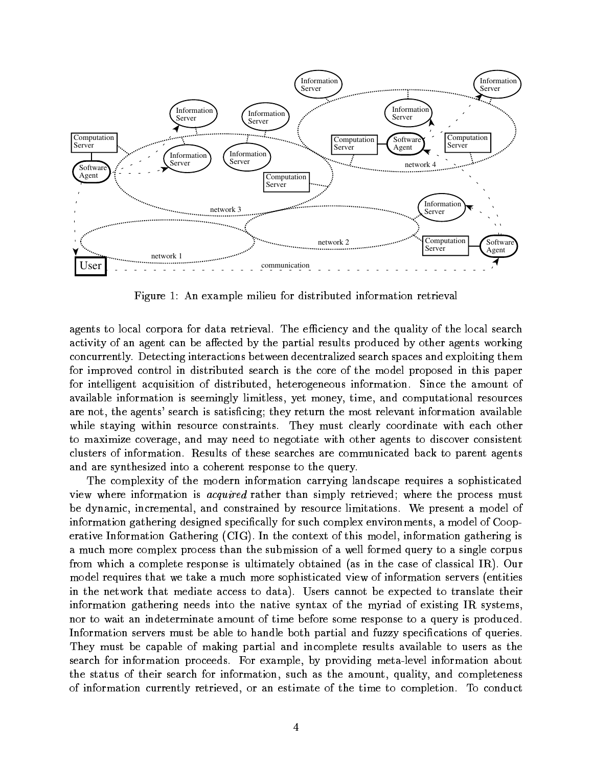Figure 1: An example milieu for distributed information retrieval

agents to local corpora for data retrieval. The efficiency and the quality of the local search activity of an agent can be affected by the partial results produced by other agents working concurrently. Detecting interactions between decentralized search spaces and exploiting them for improved control in distributed search is the core of the model proposed in this paper for intelligent acquisition of distributed, heterogeneous information. Since the amount of available information is seemingly limitless, yet money, time, and computational resources are not, the agents' search is satisficing; they return the most relevant information available while staying within resource constraints. They must clearly coordinate with each other to maximize coverage, and may need to negotiate with other agents to discover consistent clusters of information. Results of these searches are communicated back to parent agents and are synthesized into a coherent response to the query.

The complexity of the modern information carrying landscape requires a sophisticated view where information is *acquired* rather than simply retrieved; where the process must be dynamic, incremental, and constrained by resource limitations. We present a model of information gathering designed specifically for such complex environments, a model of Cooperative Information Gathering (CIG). In the context of this model, information gathering is a much more complex process than the submission of a well formed query to a single corpus from which a complete response is ultimately obtained (as in the case of classical IR). Our model requires that we take a much more sophisticated view of information servers (entities in the network that mediate access to data). Users cannot be expected to translate their information gathering needs into the native syntax of the myriad of existing IR systems, nor to wait an indeterminate amount of time before some response to a query is produced. Information servers must be able to handle both partial and fuzzy specifications of queries. They must be capable of making partial and incomplete results available to users as the search for information proceeds. For example, by providing meta-level information about the status of their search for information, such as the amount, quality, and completeness of information currently retrieved, or an estimate of the time to completion. To conduct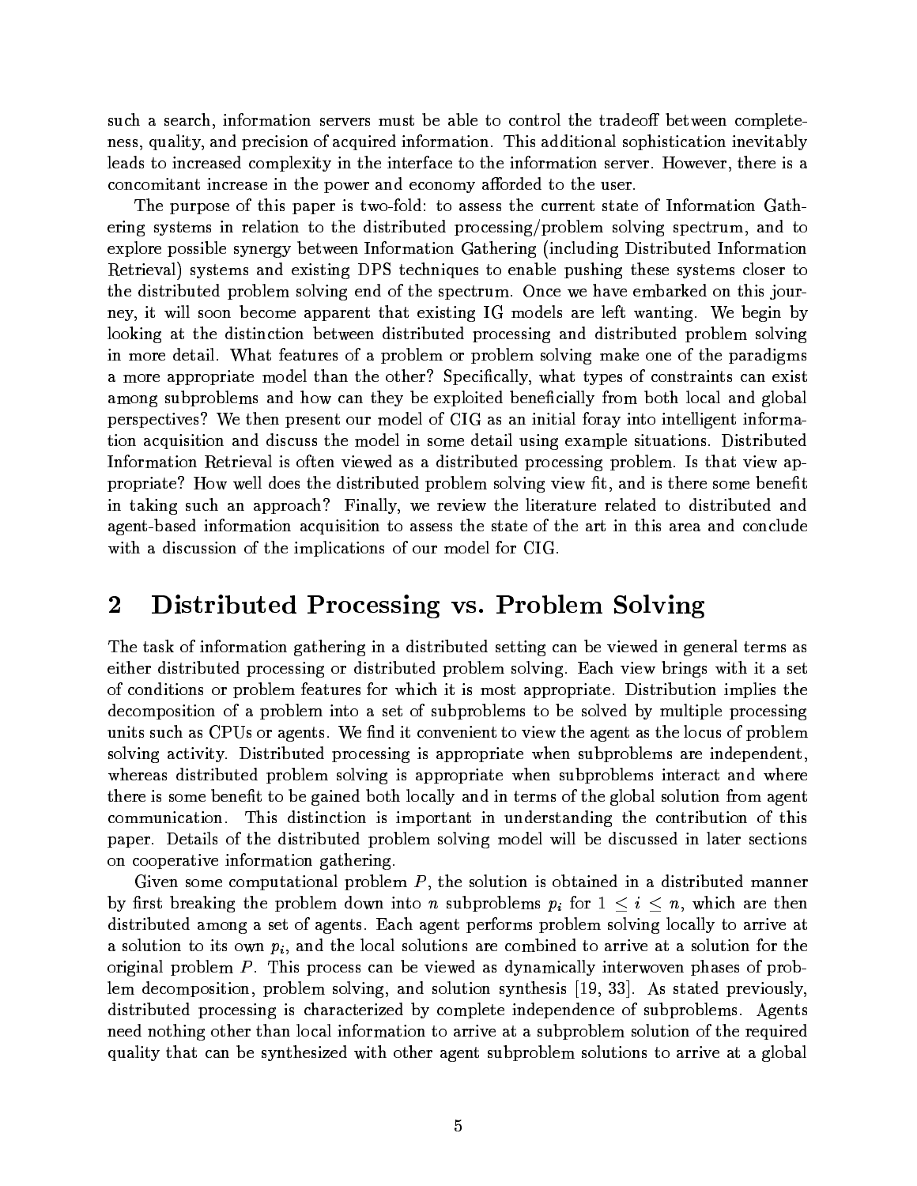such a search, information servers must be able to control the tradeoff between completeness, quality, and precision of acquired information. This additional sophistication inevitably leads to increased complexity in the interface to the information server. However, there is a concomitant increase in the power and economy afforded to the user.

The purpose of this paper is two-fold: to assess the current state of Information Gathering systems in relation to the distributed processing/problem solving spectrum, and to explore possible synergy between Information Gathering (including Distributed Information Retrieval) systems and existing DPS techniques to enable pushing these systems closer to the distributed problem solving end of the spectrum. Once we have embarked on this journey, it will soon become apparent that existing IG models are left wanting. We begin by looking at the distinction between distributed processing and distributed problem solving in more detail. What features of a problem or problem solving make one of the paradigms a more appropriate model than the other? Specifically, what types of constraints can exist among subproblems and how can they be exploited beneficially from both local and global perspectives? We then present our model of CIG as an initial foray into intelligent information acquisition and discuss the model in some detail using example situations. Distributed Information Retrieval is often viewed as a distributed processing problem. Is that view appropriate? How well does the distributed problem solving view fit, and is there some benefit in taking such an approach? Finally, we review the literature related to distributed and agent-based information acquisition to assess the state of the art in this area and conclude with a discussion of the implications of our model for CIG.

## 2 Distributed Processing vs. Problem Solving

The task of information gathering in a distributed setting can be viewed in general terms as either distributed processing or distributed problem solving. Each view brings with it a set of conditions or problem features for which it is most appropriate. Distribution implies the decomposition of a problem into a set of subproblems to be solved by multiple processing units such as CPUs or agents. We find it convenient to view the agent as the locus of problem solving activity. Distributed processing is appropriate when subproblems are independent, whereas distributed problem solving is appropriate when subproblems interact and where there is some benefit to be gained both locally and in terms of the global solution from agent communication. This distinction is important in understanding the contribution of this paper. Details of the distributed problem solving model will be discussed in later sections on cooperative information gathering.

Given some computational problem $P$, the solution is obtained in a distributed manner by first breaking the problem down into $n$ subproblems $p_i$ for $1 \leq i \leq n$, which are then distributed among a set of agents. Each agent performs problem solving locally to arrive at a solution to its own $p_i$, and the local solutions are combined to arrive at a solution for the original problem $P$. This process can be viewed as dynamically interwoven phases of problem decomposition, problem solving, and solution synthesis [19, 33]. As stated previously, distributed processing is characterized by complete independence of subproblems. Agents need nothing other than local information to arrive at a subproblem solution of the required quality that can be synthesized with other agent subproblem solutions to arrive at a global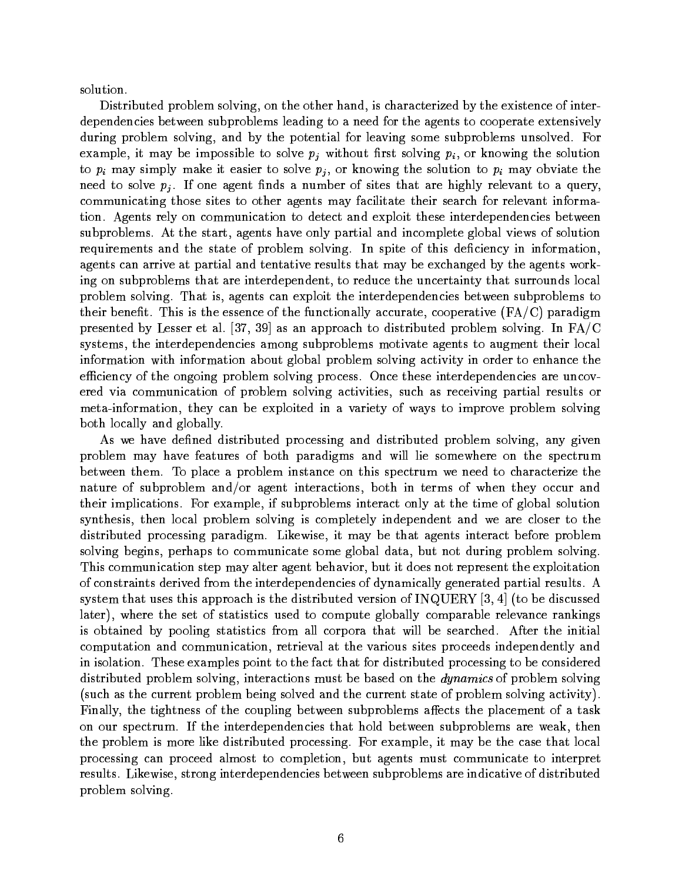solution.

Distributed problem solving, on the other hand, is characterized by the existence of interdependencies between subproblems leading to a need for the agents to cooperate extensively during problem solving, and by the potential for leaving some subproblems unsolved. For example, it may be impossible to solve $p_j$ without first solving $p_i$, or knowing the solution to $p_i$ may simply make it easier to solve $p_j$, or knowing the solution to $p_i$ may obviate the need to solve $p_j$. If one agent finds a number of sites that are highly relevant to a query, communicating those sites to other agents may facilitate their search for relevant information. Agents rely on communication to detect and exploit these interdependencies between subproblems. At the start, agents have only partial and incomplete global views of solution requirements and the state of problem solving. In spite of this deficiency in information, agents can arrive at partial and tentative results that may be exchanged by the agents working on subproblems that are interdependent, to reduce the uncertainty that surrounds local problem solving. That is, agents can exploit the interdependencies between subproblems to their benefit. This is the essence of the functionally accurate, cooperative (FA/C) paradigm presented by Lesser et al. [37, 39] as an approach to distributed problem solving. In FA/C systems, the interdependencies among subproblems motivate agents to augment their local information with information about global problem solving activity in order to enhance the efficiency of the ongoing problem solving process. Once these interdependencies are uncovered via communication of problem solving activities, such as receiving partial results or meta-information, they can be exploited in a variety of ways to improve problem solving both locally and globally.

As we have defined distributed processing and distributed problem solving, any given problem may have features of both paradigms and will lie somewhere on the spectrum between them. To place a problem instance on this spectrum we need to characterize the nature of subproblem and/or agent interactions, both in terms of when they occur and their implications. For example, if subproblems interact only at the time of global solution synthesis, then local problem solving is completely independent and we are closer to the distributed processing paradigm. Likewise, it may be that agents interact before problem solving begins, perhaps to communicate some global data, but not during problem solving. This communication step may alter agent behavior, but it does not represent the exploitation of constraints derived from the interdependencies of dynamically generated partial results. A system that uses this approach is the distributed version of INQUERY [3, 4] (to be discussed later), where the set of statistics used to compute globally comparable relevance rankings is obtained by pooling statistics from all corpora that will be searched. After the initial computation and communication, retrieval at the various sites proceeds independently and in isolation. These examples point to the fact that for distributed processing to be considered distributed problem solving, interactions must be based on the *dynamics* of problem solving (such as the current problem being solved and the current state of problem solving activity). Finally, the tightness of the coupling between subproblems affects the placement of a task on our spectrum. If the interdependencies that hold between subproblems are weak, then the problem is more like distributed processing. For example, it may be the case that local processing can proceed almost to completion, but agents must communicate to interpret results. Likewise, strong interdependencies between subproblems are indicative of distributed problem solving.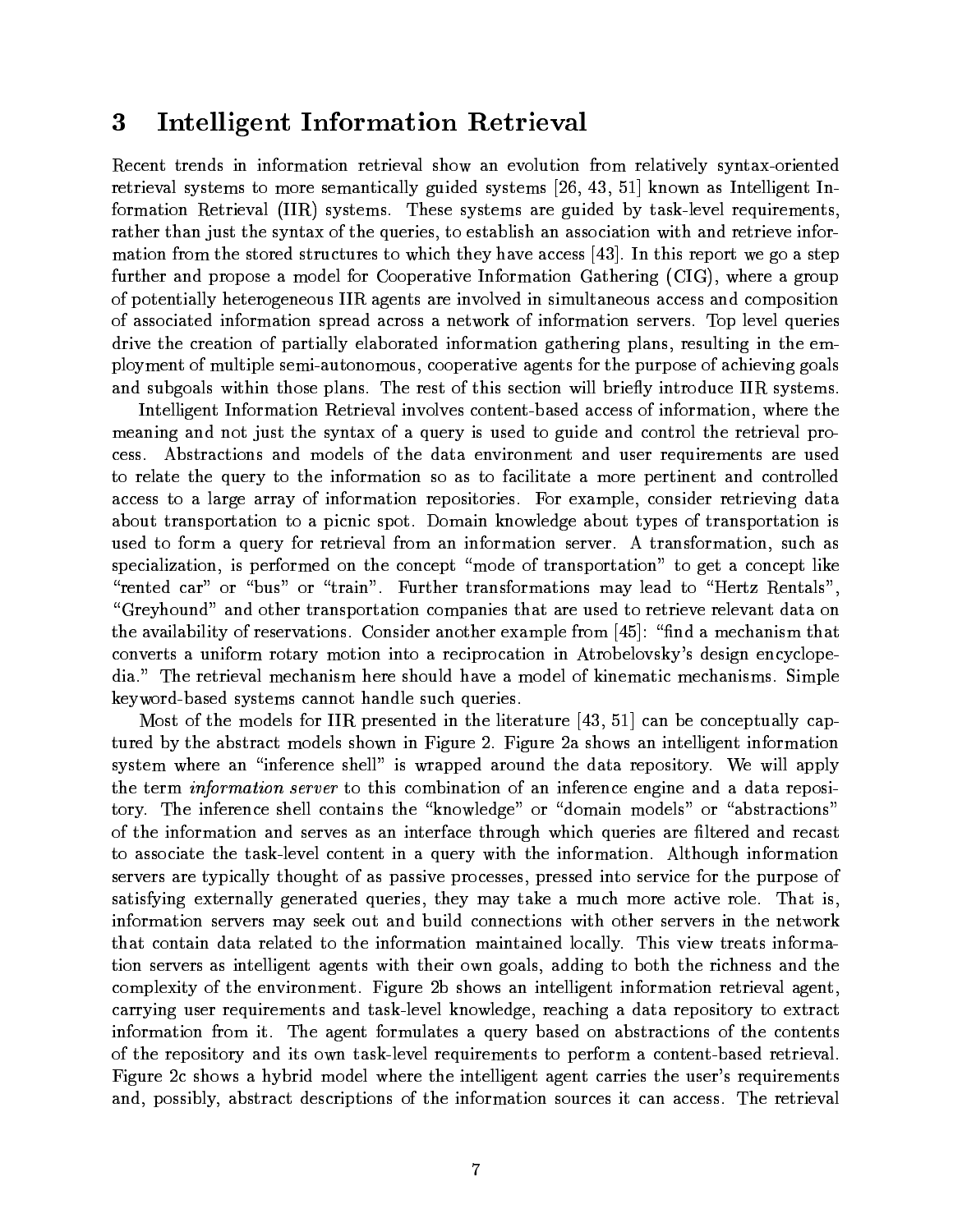# 3 Intelligent Information Retrieval

Recent trends in information retrieval show an evolution from relatively syntax-oriented retrieval systems to more semantically guided systems [26, 43, 51] known as Intelligent Information Retrieval (IIR) systems. These systems are guided by task-level requirements, rather than just the syntax of the queries, to establish an association with and retrieve information from the stored structures to which they have access [43]. In this report we go a step further and propose a model for Cooperative Information Gathering (CIG), where a group of potentially heterogeneous IIR agents are involved in simultaneous access and composition of associated information spread across a network of information servers. Top level queries drive the creation of partially elaborated information gathering plans, resulting in the employment of multiple semi-autonomous, cooperative agents for the purpose of achieving goals and subgoals within those plans. The rest of this section will briefly introduce IIR systems.

Intelligent Information Retrieval involves content-based access of information, where the meaning and not just the syntax of a query is used to guide and control the retrieval process. Abstractions and models of the data environment and user requirements are used to relate the query to the information so as to facilitate a more pertinent and controlled access to a large array of information repositories. For example, consider retrieving data about transportation to a picnic spot. Domain knowledge about types of transportation is used to form a query for retrieval from an information server. A transformation, such as specialization, is performed on the concept "mode of transportation" to get a concept like "rented car" or "bus" or "train". Further transformations may lead to "Hertz Rentals", "Greyhound" and other transportation companies that are used to retrieve relevant data on the availability of reservations. Consider another example from [45]: "find a mechanism that converts a uniform rotary motion into a reciprocation in Atrobelovsky's design encyclopedia." The retrieval mechanism here should have a model of kinematic mechanisms. Simple keyword-based systems cannot handle such queries.

Most of the models for IIR presented in the literature [43, 51] can be conceptually captured by the abstract models shown in Figure 2. Figure 2a shows an intelligent information system where an "inference shell" is wrapped around the data repository. We will apply the term *information server* to this combination of an inference engine and a data repository. The inference shell contains the "knowledge" or "domain models" or "abstractions" of the information and serves as an interface through which queries are filtered and recast to associate the task-level content in a query with the information. Although information servers are typically thought of as passive processes, pressed into service for the purpose of satisfying externally generated queries, they may take a much more active role. That is, information servers may seek out and build connections with other servers in the network that contain data related to the information maintained locally. This view treats information servers as intelligent agents with their own goals, adding to both the richness and the complexity of the environment. Figure 2b shows an intelligent information retrieval agent, carrying user requirements and task-level knowledge, reaching a data repository to extract information from it. The agent formulates a query based on abstractions of the contents of the repository and its own task-level requirements to perform a content-based retrieval. Figure 2c shows a hybrid model where the intelligent agent carries the user's requirements and, possibly, abstract descriptions of the information sources it can access. The retrieval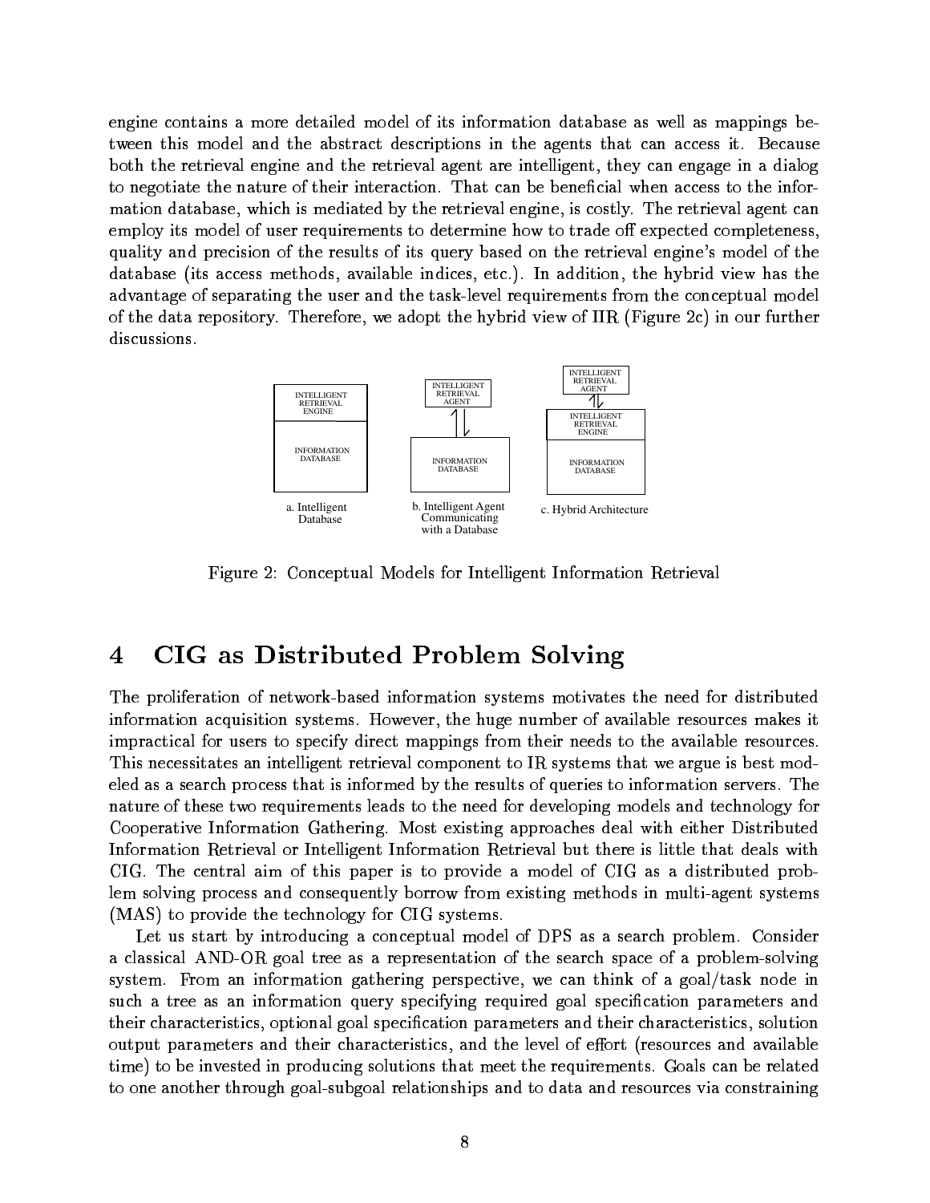engine contains a more detailed model of its information database as well as mappings between this model and the abstract descriptions in the agents that can access it. Because both the retrieval engine and the retrieval agent are intelligent, they can engage in a dialog to negotiate the nature of their interaction. That can be beneficial when access to the information database, which is mediated by the retrieval engine, is costly. The retrieval agent can employ its model of user requirements to determine how to trade off expected completeness, quality and precision of the results of its query based on the retrieval engine's model of the database (its access methods, available indices, etc.). In addition, the hybrid view has the advantage of separating the user and the task-level requirements from the conceptual model of the data repository. Therefore, we adopt the hybrid view of IIR (Figure 2c) in our further discussions.

INTELLIGENT RETRIEVAL ENGINE / INFORMATION DATABASE — a. Intelligent Database

INTELLIGENT RETRIEVAL AGENT / INFORMATION DATABASE — b. Intelligent Agent Communicating with a Database

INTELLIGENT RETRIEVAL AGENT / INTELLIGENT RETRIEVAL ENGINE / INFORMATION DATABASE — c. Hybrid Architecture

Figure 2: Conceptual Models for Intelligent Information Retrieval

# 4 CIG as Distributed Problem Solving

The proliferation of network-based information systems motivates the need for distributed information acquisition systems. However, the huge number of available resources makes it impractical for users to specify direct mappings from their needs to the available resources. This necessitates an intelligent retrieval component to IR systems that we argue is best modeled as a search process that is informed by the results of queries to information servers. The nature of these two requirements leads to the need for developing models and technology for Cooperative Information Gathering. Most existing approaches deal with either Distributed Information Retrieval or Intelligent Information Retrieval but there is little that deals with CIG. The central aim of this paper is to provide a model of CIG as a distributed problem solving process and consequently borrow from existing methods in multi-agent systems (MAS) to provide the technology for CIG systems.

Let us start by introducing a conceptual model of DPS as a search problem. Consider a classical AND-OR goal tree as a representation of the search space of a problem-solving system. From an information gathering perspective, we can think of a goal/task node in such a tree as an information query specifying required goal specification parameters and their characteristics, optional goal specification parameters and their characteristics, solution output parameters and their characteristics, and the level of effort (resources and available time) to be invested in producing solutions that meet the requirements. Goals can be related to one another through goal-subgoal relationships and to data and resources via constraining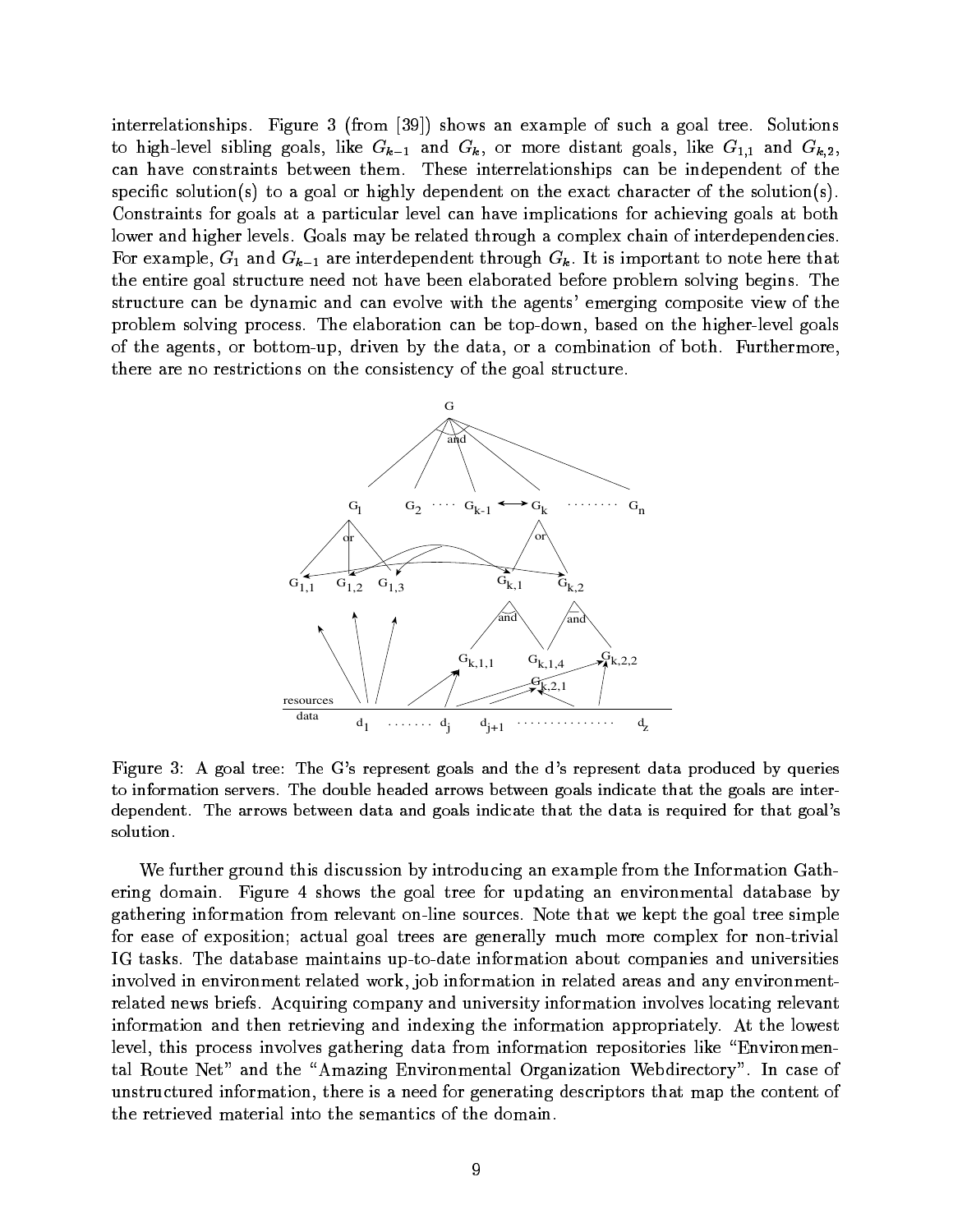interrelationships. Figure 3 (from [39]) shows an example of such a goal tree. Solutions to high-level sibling goals, like $G_{k-1}$ and $G_k$, or more distant goals, like $G_{1,1}$ and $G_{k,2}$, can have constraints between them. These interrelationships can be independent of the specific solution(s) to a goal or highly dependent on the exact character of the solution(s). Constraints for goals at a particular level can have implications for achieving goals at both lower and higher levels. Goals may be related through a complex chain of interdependencies. For example, $G_1$ and $G_{k-1}$ are interdependent through $G_k$. It is important to note here that the entire goal structure need not have been elaborated before problem solving begins. The structure can be dynamic and can evolve with the agents' emerging composite view of the problem solving process. The elaboration can be top-down, based on the higher-level goals of the agents, or bottom-up, driven by the data, or a combination of both. Furthermore, there are no restrictions on the consistency of the goal structure.

Figure 3: A goal tree: The G's represent goals and the d's represent data produced by queries to information servers. The double headed arrows between goals indicate that the goals are interdependent. The arrows between data and goals indicate that the data is required for that goal's solution.

We further ground this discussion by introducing an example from the Information Gathering domain. Figure 4 shows the goal tree for updating an environmental database by gathering information from relevant on-line sources. Note that we kept the goal tree simple for ease of exposition; actual goal trees are generally much more complex for non-trivial IG tasks. The database maintains up-to-date information about companies and universities involved in environment related work, job information in related areas and any environment-related news briefs. Acquiring company and university information involves locating relevant information and then retrieving and indexing the information appropriately. At the lowest level, this process involves gathering data from information repositories like "Environmental Route Net" and the "Amazing Environmental Organization Webdirectory". In case of unstructured information, there is a need for generating descriptors that map the content of the retrieved material into the semantics of the domain.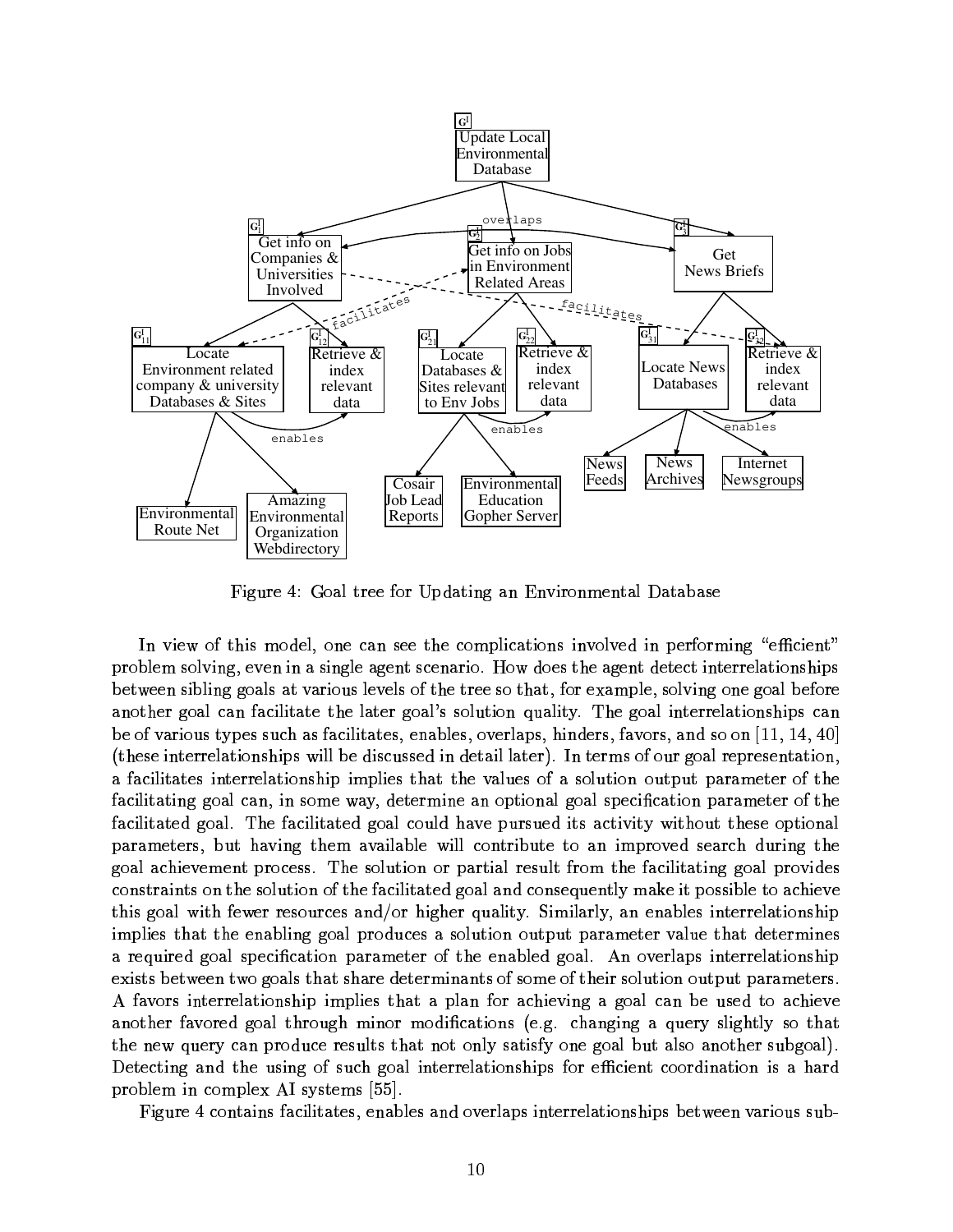Figure 4: Goal tree for Updating an Environmental Database

In view of this model, one can see the complications involved in performing "efficient" problem solving, even in a single agent scenario. How does the agent detect interrelationships between sibling goals at various levels of the tree so that, for example, solving one goal before another goal can facilitate the later goal's solution quality. The goal interrelationships can be of various types such as facilitates, enables, overlaps, hinders, favors, and so on [11, 14, 40] (these interrelationships will be discussed in detail later). In terms of our goal representation, a facilitates interrelationship implies that the values of a solution output parameter of the facilitating goal can, in some way, determine an optional goal specification parameter of the facilitated goal. The facilitated goal could have pursued its activity without these optional parameters, but having them available will contribute to an improved search during the goal achievement process. The solution or partial result from the facilitating goal provides constraints on the solution of the facilitated goal and consequently make it possible to achieve this goal with fewer resources and/or higher quality. Similarly, an enables interrelationship implies that the enabling goal produces a solution output parameter value that determines a required goal specification parameter of the enabled goal. An overlaps interrelationship exists between two goals that share determinants of some of their solution output parameters. A favors interrelationship implies that a plan for achieving a goal can be used to achieve another favored goal through minor modifications (e.g. changing a query slightly so that the new query can produce results that not only satisfy one goal but also another subgoal). Detecting and the using of such goal interrelationships for efficient coordination is a hard problem in complex AI systems [55].

Figure 4 contains facilitates, enables and overlaps interrelationships between various sub-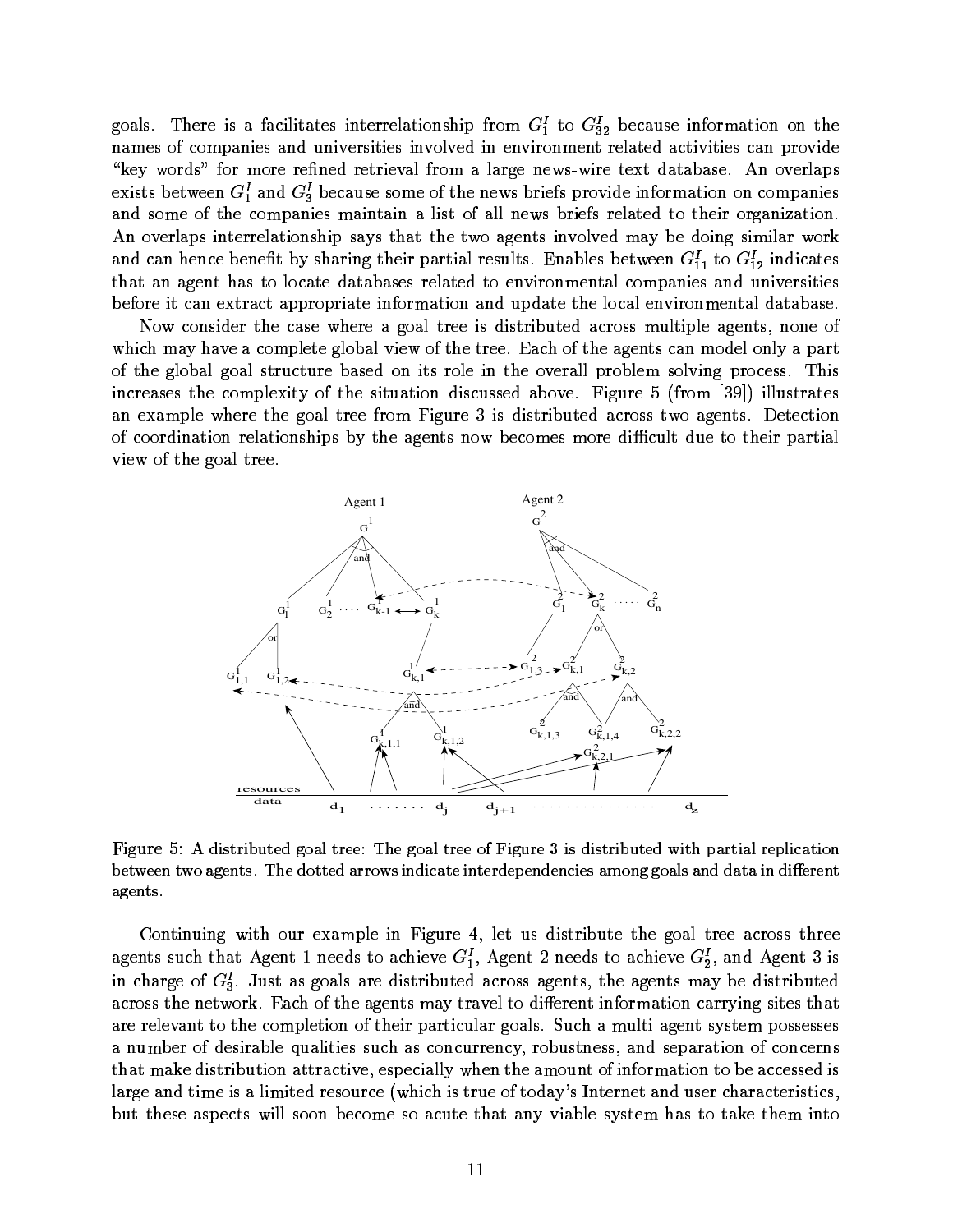goals. There is a facilitates interrelationship from $G_1^I$ to $G_{32}^I$ because information on the names of companies and universities involved in environment-related activities can provide "key words" for more refined retrieval from a large news-wire text database. An overlaps exists between $G_1^I$ and $G_3^I$ because some of the news briefs provide information on companies and some of the companies maintain a list of all news briefs related to their organization. An overlaps interrelationship says that the two agents involved may be doing similar work and can hence benefit by sharing their partial results. Enables between $G_{11}^I$ to $G_{12}^I$ indicates that an agent has to locate databases related to environmental companies and universities before it can extract appropriate information and update the local environmental database.

Now consider the case where a goal tree is distributed across multiple agents, none of which may have a complete global view of the tree. Each of the agents can model only a part of the global goal structure based on its role in the overall problem solving process. This increases the complexity of the situation discussed above. Figure 5 (from [39]) illustrates an example where the goal tree from Figure 3 is distributed across two agents. Detection of coordination relationships by the agents now becomes more difficult due to their partial view of the goal tree.

Figure 5: A distributed goal tree: The goal tree of Figure 3 is distributed with partial replication between two agents. The dotted arrows indicate interdependencies among goals and data in different agents.

Continuing with our example in Figure 4, let us distribute the goal tree across three agents such that Agent 1 needs to achieve $G_1^I$, Agent 2 needs to achieve $G_2^I$, and Agent 3 is in charge of $G_3^I$. Just as goals are distributed across agents, the agents may be distributed across the network. Each of the agents may travel to different information carrying sites that are relevant to the completion of their particular goals. Such a multi-agent system possesses a number of desirable qualities such as concurrency, robustness, and separation of concerns that make distribution attractive, especially when the amount of information to be accessed is large and time is a limited resource (which is true of today's Internet and user characteristics, but these aspects will soon become so acute that any viable system has to take them into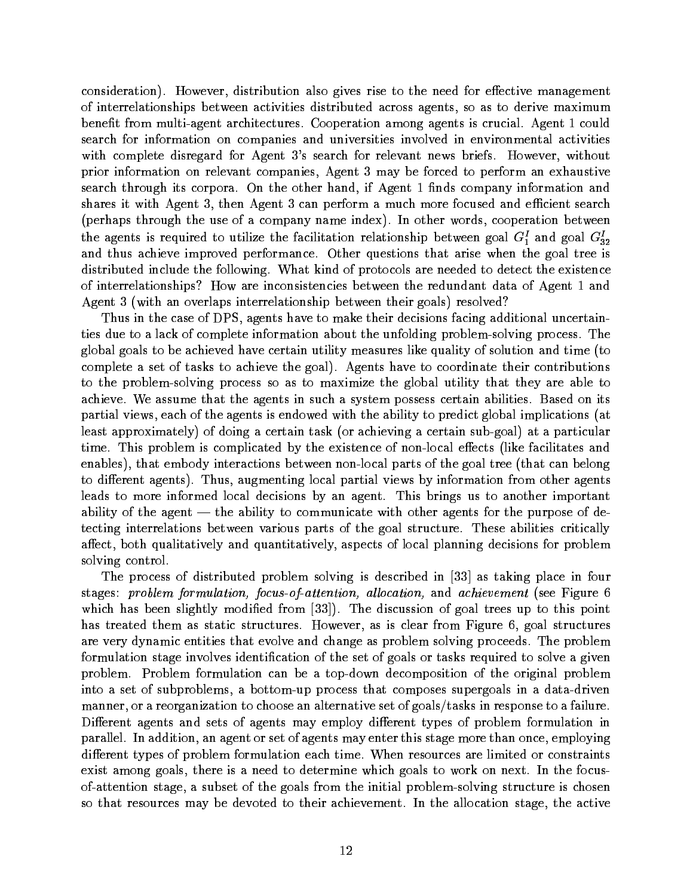consideration). However, distribution also gives rise to the need for effective management of interrelationships between activities distributed across agents, so as to derive maximum benefit from multi-agent architectures. Cooperation among agents is crucial. Agent 1 could search for information on companies and universities involved in environmental activities with complete disregard for Agent 3's search for relevant news briefs. However, without prior information on relevant companies, Agent 3 may be forced to perform an exhaustive search through its corpora. On the other hand, if Agent 1 finds company information and shares it with Agent 3, then Agent 3 can perform a much more focused and efficient search (perhaps through the use of a company name index). In other words, cooperation between the agents is required to utilize the facilitation relationship between goal $G_1^I$ and goal $G_{32}^I$ and thus achieve improved performance. Other questions that arise when the goal tree is distributed include the following. What kind of protocols are needed to detect the existence of interrelationships? How are inconsistencies between the redundant data of Agent 1 and Agent 3 (with an overlaps interrelationship between their goals) resolved?

Thus in the case of DPS, agents have to make their decisions facing additional uncertainties due to a lack of complete information about the unfolding problem-solving process. The global goals to be achieved have certain utility measures like quality of solution and time (to complete a set of tasks to achieve the goal). Agents have to coordinate their contributions to the problem-solving process so as to maximize the global utility that they are able to achieve. We assume that the agents in such a system possess certain abilities. Based on its partial views, each of the agents is endowed with the ability to predict global implications (at least approximately) of doing a certain task (or achieving a certain sub-goal) at a particular time. This problem is complicated by the existence of non-local effects (like facilitates and enables), that embody interactions between non-local parts of the goal tree (that can belong to different agents). Thus, augmenting local partial views by information from other agents leads to more informed local decisions by an agent. This brings us to another important ability of the agent — the ability to communicate with other agents for the purpose of detecting interrelations between various parts of the goal structure. These abilities critically affect, both qualitatively and quantitatively, aspects of local planning decisions for problem solving control.

The process of distributed problem solving is described in [33] as taking place in four stages: *problem formulation, focus-of-attention, allocation,* and *achievement* (see Figure 6 which has been slightly modified from [33]). The discussion of goal trees up to this point has treated them as static structures. However, as is clear from Figure 6, goal structures are very dynamic entities that evolve and change as problem solving proceeds. The problem formulation stage involves identification of the set of goals or tasks required to solve a given problem. Problem formulation can be a top-down decomposition of the original problem into a set of subproblems, a bottom-up process that composes supergoals in a data-driven manner, or a reorganization to choose an alternative set of goals/tasks in response to a failure. Different agents and sets of agents may employ different types of problem formulation in parallel. In addition, an agent or set of agents may enter this stage more than once, employing different types of problem formulation each time. When resources are limited or constraints exist among goals, there is a need to determine which goals to work on next. In the focus-of-attention stage, a subset of the goals from the initial problem-solving structure is chosen so that resources may be devoted to their achievement. In the allocation stage, the active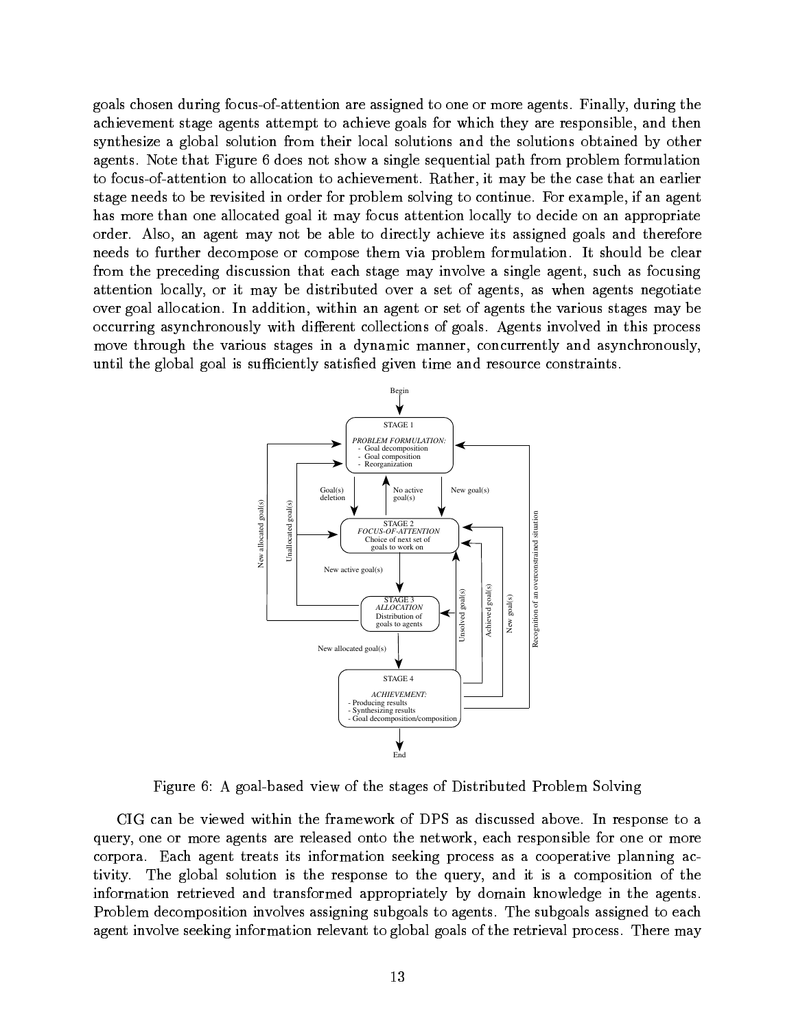goals chosen during focus-of-attention are assigned to one or more agents. Finally, during the achievement stage agents attempt to achieve goals for which they are responsible, and then synthesize a global solution from their local solutions and the solutions obtained by other agents. Note that Figure 6 does not show a single sequential path from problem formulation to focus-of-attention to allocation to achievement. Rather, it may be the case that an earlier stage needs to be revisited in order for problem solving to continue. For example, if an agent has more than one allocated goal it may focus attention locally to decide on an appropriate order. Also, an agent may not be able to directly achieve its assigned goals and therefore needs to further decompose or compose them via problem formulation. It should be clear from the preceding discussion that each stage may involve a single agent, such as focusing attention locally, or it may be distributed over a set of agents, as when agents negotiate over goal allocation. In addition, within an agent or set of agents the various stages may be occurring asynchronously with different collections of goals. Agents involved in this process move through the various stages in a dynamic manner, concurrently and asynchronously, until the global goal is sufficiently satisfied given time and resource constraints.

Figure 6: A goal-based view of the stages of Distributed Problem Solving

CIG can be viewed within the framework of DPS as discussed above. In response to a query, one or more agents are released onto the network, each responsible for one or more corpora. Each agent treats its information seeking process as a cooperative planning activity. The global solution is the response to the query, and it is a composition of the information retrieved and transformed appropriately by domain knowledge in the agents. Problem decomposition involves assigning subgoals to agents. The subgoals assigned to each agent involve seeking information relevant to global goals of the retrieval process. There may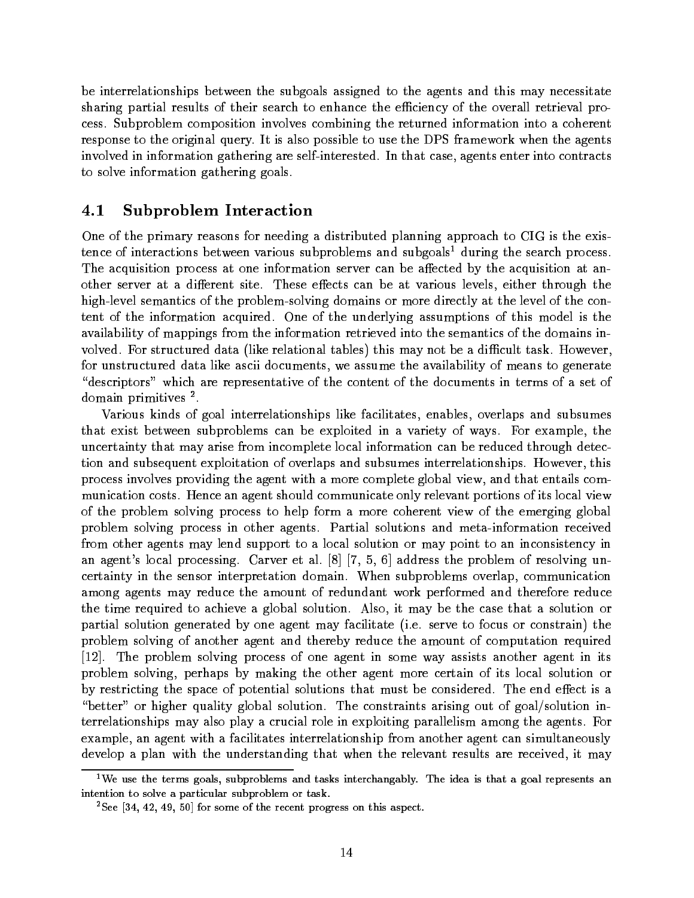be interrelationships between the subgoals assigned to the agents and this may necessitate sharing partial results of their search to enhance the efficiency of the overall retrieval process. Subproblem composition involves combining the returned information into a coherent response to the original query. It is also possible to use the DPS framework when the agents involved in information gathering are self-interested. In that case, agents enter into contracts to solve information gathering goals.

## 4.1 Subproblem Interaction

One of the primary reasons for needing a distributed planning approach to CIG is the existence of interactions between various subproblems and subgoals[1] during the search process. The acquisition process at one information server can be affected by the acquisition at another server at a different site. These effects can be at various levels, either through the high-level semantics of the problem-solving domains or more directly at the level of the content of the information acquired. One of the underlying assumptions of this model is the availability of mappings from the information retrieved into the semantics of the domains involved. For structured data (like relational tables) this may not be a difficult task. However, for unstructured data like ascii documents, we assume the availability of means to generate "descriptors" which are representative of the content of the documents in terms of a set of domain primitives [2].

Various kinds of goal interrelationships like facilitates, enables, overlaps and subsumes that exist between subproblems can be exploited in a variety of ways. For example, the uncertainty that may arise from incomplete local information can be reduced through detection and subsequent exploitation of overlaps and subsumes interrelationships. However, this process involves providing the agent with a more complete global view, and that entails communication costs. Hence an agent should communicate only relevant portions of its local view of the problem solving process to help form a more coherent view of the emerging global problem solving process in other agents. Partial solutions and meta-information received from other agents may lend support to a local solution or may point to an inconsistency in an agent's local processing. Carver et al. [8] [7, 5, 6] address the problem of resolving uncertainty in the sensor interpretation domain. When subproblems overlap, communication among agents may reduce the amount of redundant work performed and therefore reduce the time required to achieve a global solution. Also, it may be the case that a solution or partial solution generated by one agent may facilitate (i.e. serve to focus or constrain) the problem solving of another agent and thereby reduce the amount of computation required [12]. The problem solving process of one agent in some way assists another agent in its problem solving, perhaps by making the other agent more certain of its local solution or by restricting the space of potential solutions that must be considered. The end effect is a "better" or higher quality global solution. The constraints arising out of goal/solution interrelationships may also play a crucial role in exploiting parallelism among the agents. For example, an agent with a facilitates interrelationship from another agent can simultaneously develop a plan with the understanding that when the relevant results are received, it may

[1] We use the terms goals, subproblems and tasks interchangably. The idea is that a goal represents an intention to solve a particular subproblem or task.

[2] See [34, 42, 49, 50] for some of the recent progress on this aspect.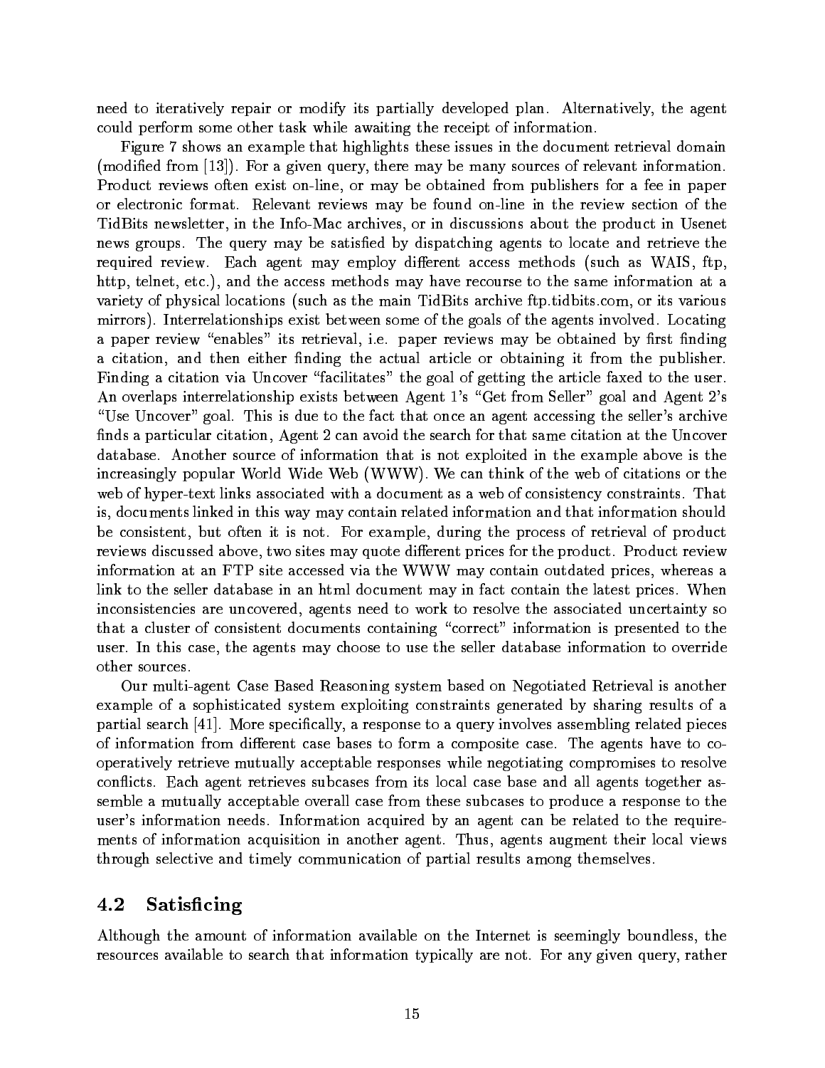need to iteratively repair or modify its partially developed plan. Alternatively, the agent could perform some other task while awaiting the receipt of information.

Figure 7 shows an example that highlights these issues in the document retrieval domain (modified from [13]). For a given query, there may be many sources of relevant information. Product reviews often exist on-line, or may be obtained from publishers for a fee in paper or electronic format. Relevant reviews may be found on-line in the review section of the TidBits newsletter, in the Info-Mac archives, or in discussions about the product in Usenet news groups. The query may be satisfied by dispatching agents to locate and retrieve the required review. Each agent may employ different access methods (such as WAIS, ftp, http, telnet, etc.), and the access methods may have recourse to the same information at a variety of physical locations (such as the main TidBits archive ftp.tidbits.com, or its various mirrors). Interrelationships exist between some of the goals of the agents involved. Locating a paper review "enables" its retrieval, i.e. paper reviews may be obtained by first finding a citation, and then either finding the actual article or obtaining it from the publisher. Finding a citation via Uncover "facilitates" the goal of getting the article faxed to the user. An overlaps interrelationship exists between Agent 1's "Get from Seller" goal and Agent 2's "Use Uncover" goal. This is due to the fact that once an agent accessing the seller's archive finds a particular citation, Agent 2 can avoid the search for that same citation at the Uncover database. Another source of information that is not exploited in the example above is the increasingly popular World Wide Web (WWW). We can think of the web of citations or the web of hyper-text links associated with a document as a web of consistency constraints. That is, documents linked in this way may contain related information and that information should be consistent, but often it is not. For example, during the process of retrieval of product reviews discussed above, two sites may quote different prices for the product. Product review information at an FTP site accessed via the WWW may contain outdated prices, whereas a link to the seller database in an html document may in fact contain the latest prices. When inconsistencies are uncovered, agents need to work to resolve the associated uncertainty so that a cluster of consistent documents containing "correct" information is presented to the user. In this case, the agents may choose to use the seller database information to override other sources.

Our multi-agent Case Based Reasoning system based on Negotiated Retrieval is another example of a sophisticated system exploiting constraints generated by sharing results of a partial search [41]. More specifically, a response to a query involves assembling related pieces of information from different case bases to form a composite case. The agents have to cooperatively retrieve mutually acceptable responses while negotiating compromises to resolve conflicts. Each agent retrieves subcases from its local case base and all agents together assemble a mutually acceptable overall case from these subcases to produce a response to the user's information needs. Information acquired by an agent can be related to the requirements of information acquisition in another agent. Thus, agents augment their local views through selective and timely communication of partial results among themselves.

## 4.2 Satisficing

Although the amount of information available on the Internet is seemingly boundless, the resources available to search that information typically are not. For any given query, rather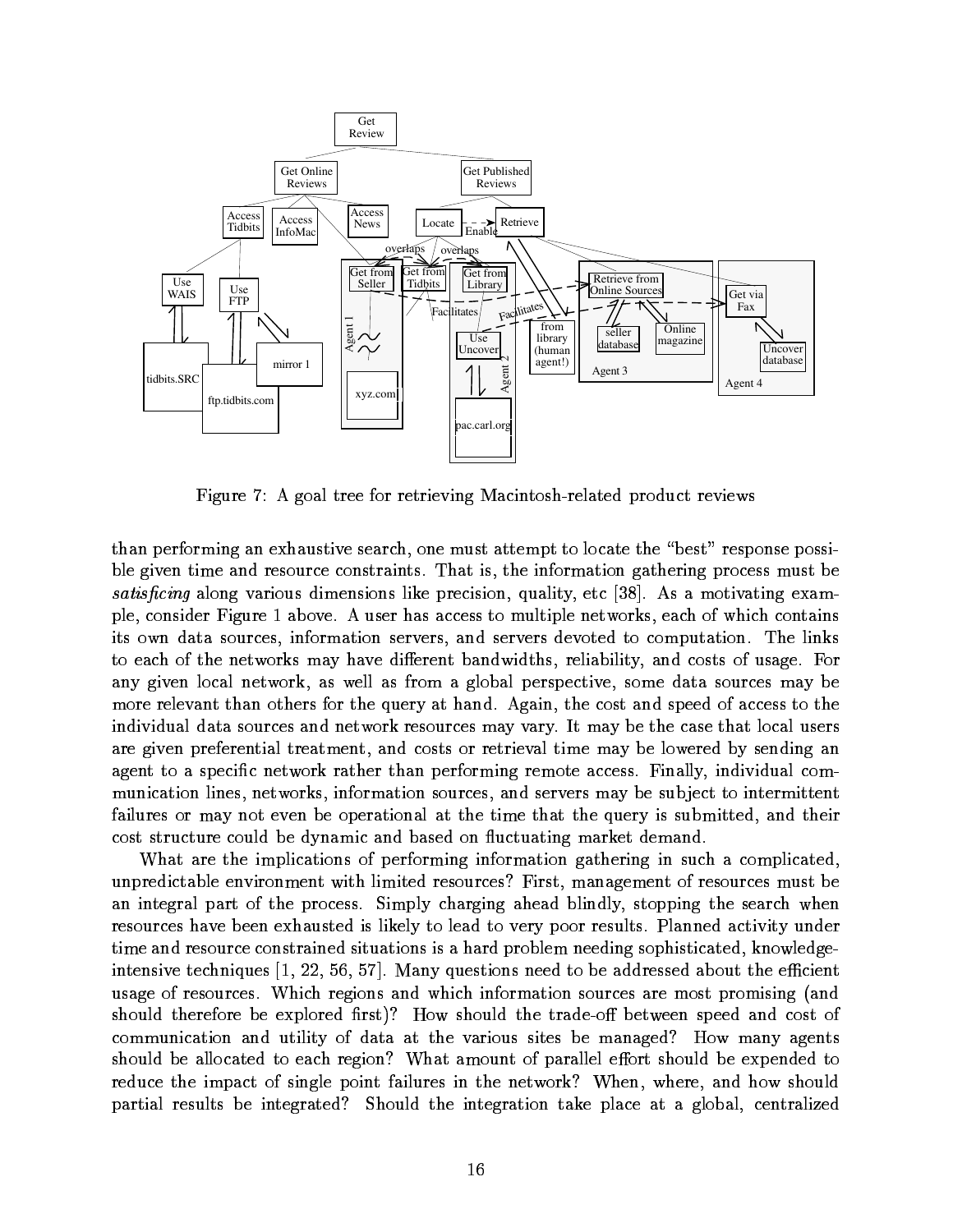Get Review

Get Online Reviews

Get Published Reviews

Access Tidbits

Access InfoMac

Access News

Locate

Enable

Retrieve

overlaps

overlaps

Use WAIS

Use FTP

Get from Seller

Get from Tidbits

Get from Library

Retrieve from Online Sources

Get via Fax

Facilitates

Facilitates

Agent 1

Use Uncover

from library (human agent!)

seller database

Online magazine

Uncover database

mirror 1

Agent 2

Agent 3

Agent 4

tidbits.SRC

ftp.tidbits.com

xyz.com

pac.carl.org

Figure 7: A goal tree for retrieving Macintosh-related product reviews

than performing an exhaustive search, one must attempt to locate the "best" response possible given time and resource constraints. That is, the information gathering process must be *satisficing* along various dimensions like precision, quality, etc [38]. As a motivating example, consider Figure 1 above. A user has access to multiple networks, each of which contains its own data sources, information servers, and servers devoted to computation. The links to each of the networks may have different bandwidths, reliability, and costs of usage. For any given local network, as well as from a global perspective, some data sources may be more relevant than others for the query at hand. Again, the cost and speed of access to the individual data sources and network resources may vary. It may be the case that local users are given preferential treatment, and costs or retrieval time may be lowered by sending an agent to a specific network rather than performing remote access. Finally, individual communication lines, networks, information sources, and servers may be subject to intermittent failures or may not even be operational at the time that the query is submitted, and their cost structure could be dynamic and based on fluctuating market demand.

What are the implications of performing information gathering in such a complicated, unpredictable environment with limited resources? First, management of resources must be an integral part of the process. Simply charging ahead blindly, stopping the search when resources have been exhausted is likely to lead to very poor results. Planned activity under time and resource constrained situations is a hard problem needing sophisticated, knowledge-intensive techniques [1, 22, 56, 57]. Many questions need to be addressed about the efficient usage of resources. Which regions and which information sources are most promising (and should therefore be explored first)? How should the trade-off between speed and cost of communication and utility of data at the various sites be managed? How many agents should be allocated to each region? What amount of parallel effort should be expended to reduce the impact of single point failures in the network? When, where, and how should partial results be integrated? Should the integration take place at a global, centralized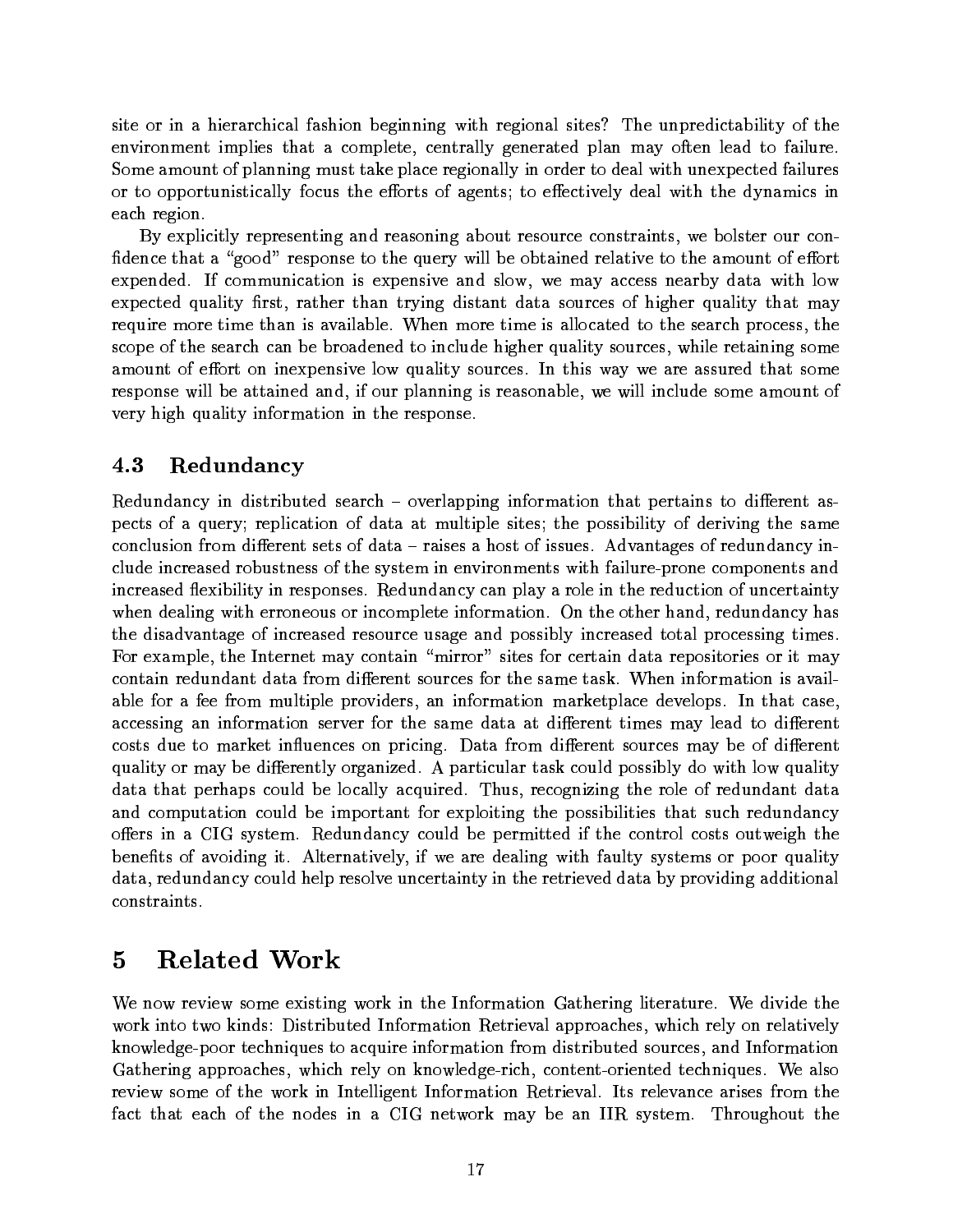site or in a hierarchical fashion beginning with regional sites? The unpredictability of the environment implies that a complete, centrally generated plan may often lead to failure. Some amount of planning must take place regionally in order to deal with unexpected failures or to opportunistically focus the efforts of agents; to effectively deal with the dynamics in each region.

By explicitly representing and reasoning about resource constraints, we bolster our confidence that a "good" response to the query will be obtained relative to the amount of effort expended. If communication is expensive and slow, we may access nearby data with low expected quality first, rather than trying distant data sources of higher quality that may require more time than is available. When more time is allocated to the search process, the scope of the search can be broadened to include higher quality sources, while retaining some amount of effort on inexpensive low quality sources. In this way we are assured that some response will be attained and, if our planning is reasonable, we will include some amount of very high quality information in the response.

### 4.3 Redundancy

Redundancy in distributed search – overlapping information that pertains to different aspects of a query; replication of data at multiple sites; the possibility of deriving the same conclusion from different sets of data – raises a host of issues. Advantages of redundancy include increased robustness of the system in environments with failure-prone components and increased flexibility in responses. Redundancy can play a role in the reduction of uncertainty when dealing with erroneous or incomplete information. On the other hand, redundancy has the disadvantage of increased resource usage and possibly increased total processing times. For example, the Internet may contain "mirror" sites for certain data repositories or it may contain redundant data from different sources for the same task. When information is available for a fee from multiple providers, an information marketplace develops. In that case, accessing an information server for the same data at different times may lead to different costs due to market influences on pricing. Data from different sources may be of different quality or may be differently organized. A particular task could possibly do with low quality data that perhaps could be locally acquired. Thus, recognizing the role of redundant data and computation could be important for exploiting the possibilities that such redundancy offers in a CIG system. Redundancy could be permitted if the control costs outweigh the benefits of avoiding it. Alternatively, if we are dealing with faulty systems or poor quality data, redundancy could help resolve uncertainty in the retrieved data by providing additional constraints.

## 5 Related Work

We now review some existing work in the Information Gathering literature. We divide the work into two kinds: Distributed Information Retrieval approaches, which rely on relatively knowledge-poor techniques to acquire information from distributed sources, and Information Gathering approaches, which rely on knowledge-rich, content-oriented techniques. We also review some of the work in Intelligent Information Retrieval. Its relevance arises from the fact that each of the nodes in a CIG network may be an IIR system. Throughout the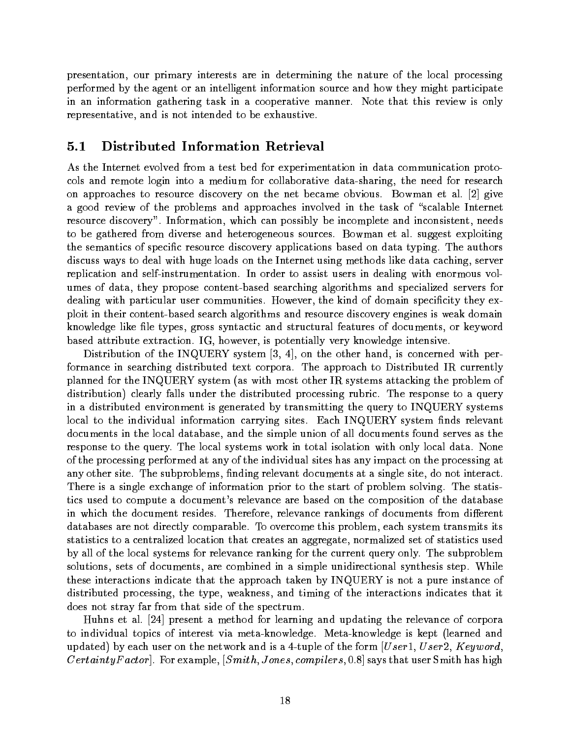presentation, our primary interests are in determining the nature of the local processing performed by the agent or an intelligent information source and how they might participate in an information gathering task in a cooperative manner. Note that this review is only representative, and is not intended to be exhaustive.

## 5.1 Distributed Information Retrieval

As the Internet evolved from a test bed for experimentation in data communication protocols and remote login into a medium for collaborative data-sharing, the need for research on approaches to resource discovery on the net became obvious. Bowman et al. [2] give a good review of the problems and approaches involved in the task of "scalable Internet resource discovery". Information, which can possibly be incomplete and inconsistent, needs to be gathered from diverse and heterogeneous sources. Bowman et al. suggest exploiting the semantics of specific resource discovery applications based on data typing. The authors discuss ways to deal with huge loads on the Internet using methods like data caching, server replication and self-instrumentation. In order to assist users in dealing with enormous volumes of data, they propose content-based searching algorithms and specialized servers for dealing with particular user communities. However, the kind of domain specificity they exploit in their content-based search algorithms and resource discovery engines is weak domain knowledge like file types, gross syntactic and structural features of documents, or keyword based attribute extraction. IG, however, is potentially very knowledge intensive.

Distribution of the INQUERY system [3, 4], on the other hand, is concerned with performance in searching distributed text corpora. The approach to Distributed IR currently planned for the INQUERY system (as with most other IR systems attacking the problem of distribution) clearly falls under the distributed processing rubric. The response to a query in a distributed environment is generated by transmitting the query to INQUERY systems local to the individual information carrying sites. Each INQUERY system finds relevant documents in the local database, and the simple union of all documents found serves as the response to the query. The local systems work in total isolation with only local data. None of the processing performed at any of the individual sites has any impact on the processing at any other site. The subproblems, finding relevant documents at a single site, do not interact. There is a single exchange of information prior to the start of problem solving. The statistics used to compute a document's relevance are based on the composition of the database in which the document resides. Therefore, relevance rankings of documents from different databases are not directly comparable. To overcome this problem, each system transmits its statistics to a centralized location that creates an aggregate, normalized set of statistics used by all of the local systems for relevance ranking for the current query only. The subproblem solutions, sets of documents, are combined in a simple unidirectional synthesis step. While these interactions indicate that the approach taken by INQUERY is not a pure instance of distributed processing, the type, weakness, and timing of the interactions indicates that it does not stray far from that side of the spectrum.

Huhns et al. [24] present a method for learning and updating the relevance of corpora to individual topics of interest via meta-knowledge. Meta-knowledge is kept (learned and updated) by each user on the network and is a 4-tuple of the form [$User1$, $User2$, $Keyword$, $CertaintyFactor$]. For example, [$Smith, Jones, compilers, 0.8$] says that user Smith has high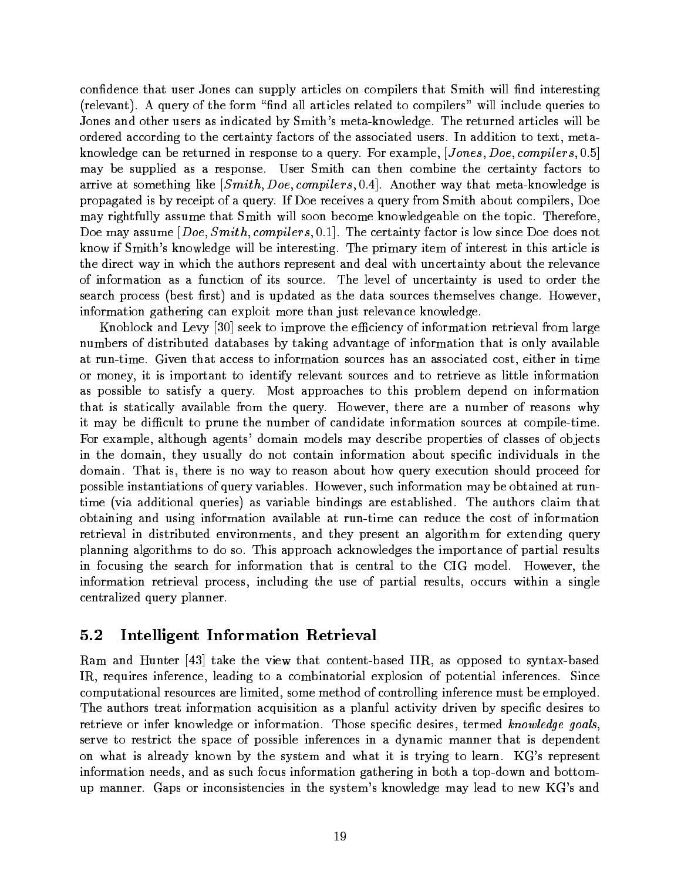confidence that user Jones can supply articles on compilers that Smith will find interesting (relevant). A query of the form "find all articles related to compilers" will include queries to Jones and other users as indicated by Smith's meta-knowledge. The returned articles will be ordered according to the certainty factors of the associated users. In addition to text, meta-knowledge can be returned in response to a query. For example, $[Jones, Doe, compilers, 0.5]$ may be supplied as a response. User Smith can then combine the certainty factors to arrive at something like $[Smith, Doe, compilers, 0.4]$. Another way that meta-knowledge is propagated is by receipt of a query. If Doe receives a query from Smith about compilers, Doe may rightfully assume that Smith will soon become knowledgeable on the topic. Therefore, Doe may assume $[Doe, Smith, compilers, 0.1]$. The certainty factor is low since Doe does not know if Smith's knowledge will be interesting. The primary item of interest in this article is the direct way in which the authors represent and deal with uncertainty about the relevance of information as a function of its source. The level of uncertainty is used to order the search process (best first) and is updated as the data sources themselves change. However, information gathering can exploit more than just relevance knowledge.

Knoblock and Levy [30] seek to improve the efficiency of information retrieval from large numbers of distributed databases by taking advantage of information that is only available at run-time. Given that access to information sources has an associated cost, either in time or money, it is important to identify relevant sources and to retrieve as little information as possible to satisfy a query. Most approaches to this problem depend on information that is statically available from the query. However, there are a number of reasons why it may be difficult to prune the number of candidate information sources at compile-time. For example, although agents' domain models may describe properties of classes of objects in the domain, they usually do not contain information about specific individuals in the domain. That is, there is no way to reason about how query execution should proceed for possible instantiations of query variables. However, such information may be obtained at run-time (via additional queries) as variable bindings are established. The authors claim that obtaining and using information available at run-time can reduce the cost of information retrieval in distributed environments, and they present an algorithm for extending query planning algorithms to do so. This approach acknowledges the importance of partial results in focusing the search for information that is central to the CIG model. However, the information retrieval process, including the use of partial results, occurs within a single centralized query planner.

## 5.2 Intelligent Information Retrieval

Ram and Hunter [43] take the view that content-based IIR, as opposed to syntax-based IR, requires inference, leading to a combinatorial explosion of potential inferences. Since computational resources are limited, some method of controlling inference must be employed. The authors treat information acquisition as a planful activity driven by specific desires to retrieve or infer knowledge or information. Those specific desires, termed *knowledge goals*, serve to restrict the space of possible inferences in a dynamic manner that is dependent on what is already known by the system and what it is trying to learn. KG's represent information needs, and as such focus information gathering in both a top-down and bottom-up manner. Gaps or inconsistencies in the system's knowledge may lead to new KG's and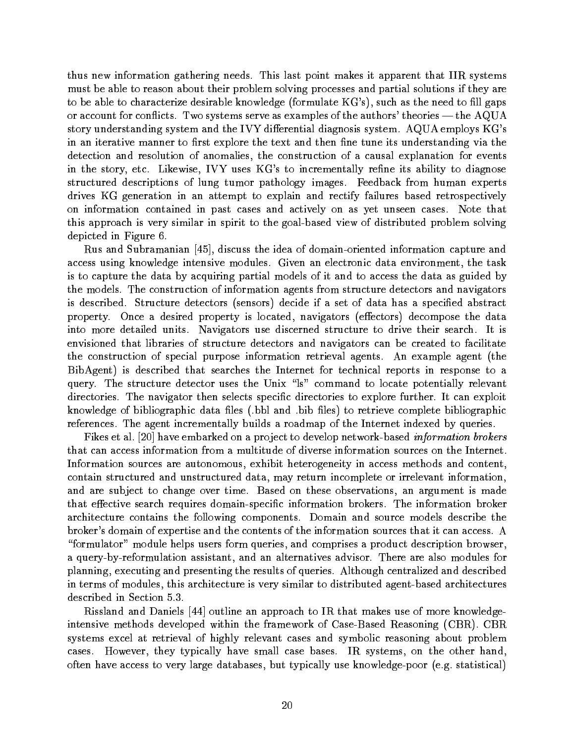thus new information gathering needs. This last point makes it apparent that IIR systems must be able to reason about their problem solving processes and partial solutions if they are to be able to characterize desirable knowledge (formulate KG's), such as the need to fill gaps or account for conflicts. Two systems serve as examples of the authors' theories — the AQUA story understanding system and the IVY differential diagnosis system. AQUA employs KG's in an iterative manner to first explore the text and then fine tune its understanding via the detection and resolution of anomalies, the construction of a causal explanation for events in the story, etc. Likewise, IVY uses KG's to incrementally refine its ability to diagnose structured descriptions of lung tumor pathology images. Feedback from human experts drives KG generation in an attempt to explain and rectify failures based retrospectively on information contained in past cases and actively on as yet unseen cases. Note that this approach is very similar in spirit to the goal-based view of distributed problem solving depicted in Figure 6.

Rus and Subramanian [45], discuss the idea of domain-oriented information capture and access using knowledge intensive modules. Given an electronic data environment, the task is to capture the data by acquiring partial models of it and to access the data as guided by the models. The construction of information agents from structure detectors and navigators is described. Structure detectors (sensors) decide if a set of data has a specified abstract property. Once a desired property is located, navigators (effectors) decompose the data into more detailed units. Navigators use discerned structure to drive their search. It is envisioned that libraries of structure detectors and navigators can be created to facilitate the construction of special purpose information retrieval agents. An example agent (the BibAgent) is described that searches the Internet for technical reports in response to a query. The structure detector uses the Unix "ls" command to locate potentially relevant directories. The navigator then selects specific directories to explore further. It can exploit knowledge of bibliographic data files (.bbl and .bib files) to retrieve complete bibliographic references. The agent incrementally builds a roadmap of the Internet indexed by queries.

Fikes et al. [20] have embarked on a project to develop network-based *information brokers* that can access information from a multitude of diverse information sources on the Internet. Information sources are autonomous, exhibit heterogeneity in access methods and content, contain structured and unstructured data, may return incomplete or irrelevant information, and are subject to change over time. Based on these observations, an argument is made that effective search requires domain-specific information brokers. The information broker architecture contains the following components. Domain and source models describe the broker's domain of expertise and the contents of the information sources that it can access. A "formulator" module helps users form queries, and comprises a product description browser, a query-by-reformulation assistant, and an alternatives advisor. There are also modules for planning, executing and presenting the results of queries. Although centralized and described in terms of modules, this architecture is very similar to distributed agent-based architectures described in Section 5.3.

Rissland and Daniels [44] outline an approach to IR that makes use of more knowledge-intensive methods developed within the framework of Case-Based Reasoning (CBR). CBR systems excel at retrieval of highly relevant cases and symbolic reasoning about problem cases. However, they typically have small case bases. IR systems, on the other hand, often have access to very large databases, but typically use knowledge-poor (e.g. statistical)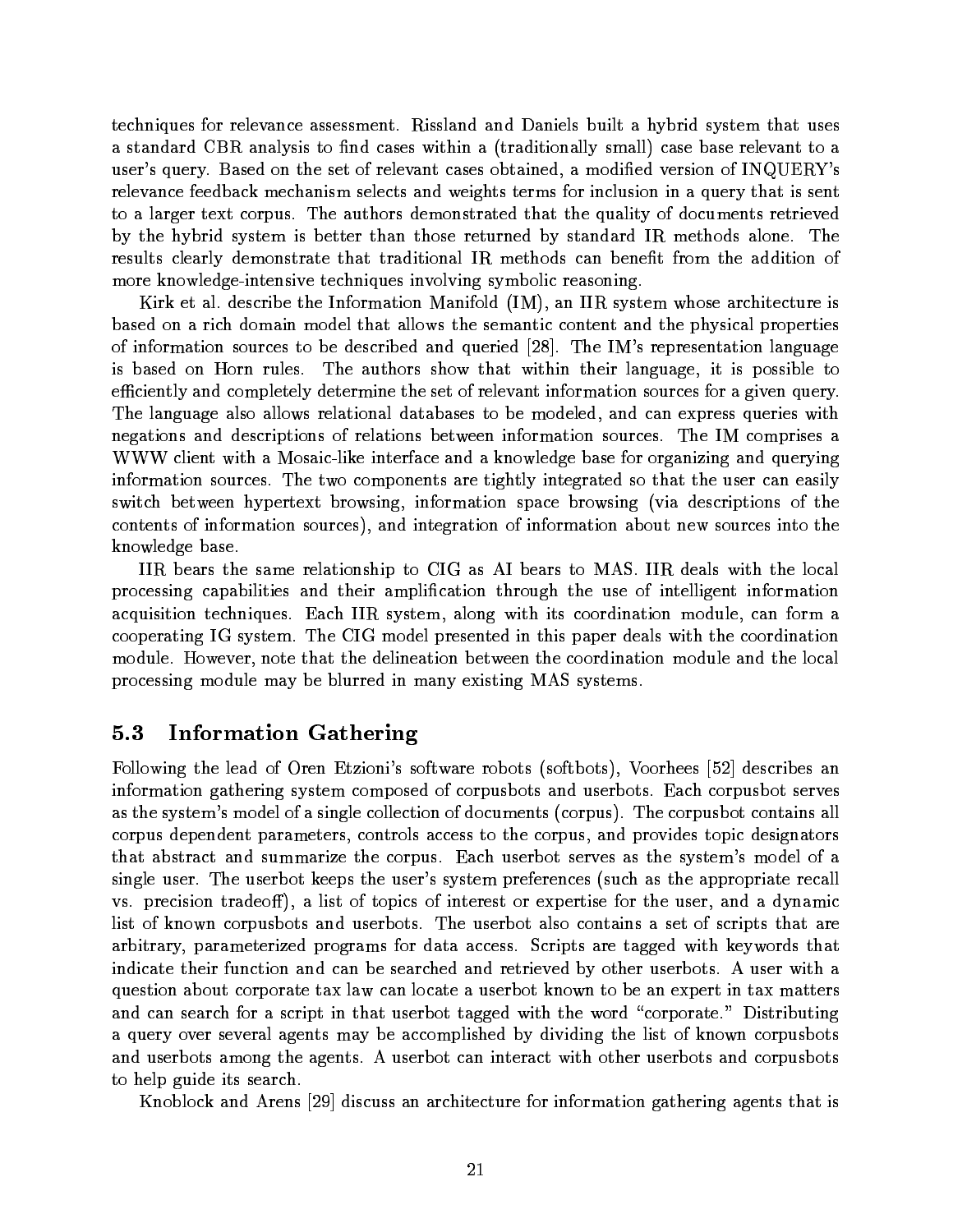techniques for relevance assessment. Rissland and Daniels built a hybrid system that uses a standard CBR analysis to find cases within a (traditionally small) case base relevant to a user's query. Based on the set of relevant cases obtained, a modified version of INQUERY's relevance feedback mechanism selects and weights terms for inclusion in a query that is sent to a larger text corpus. The authors demonstrated that the quality of documents retrieved by the hybrid system is better than those returned by standard IR methods alone. The results clearly demonstrate that traditional IR methods can benefit from the addition of more knowledge-intensive techniques involving symbolic reasoning.

Kirk et al. describe the Information Manifold (IM), an IIR system whose architecture is based on a rich domain model that allows the semantic content and the physical properties of information sources to be described and queried [28]. The IM's representation language is based on Horn rules. The authors show that within their language, it is possible to efficiently and completely determine the set of relevant information sources for a given query. The language also allows relational databases to be modeled, and can express queries with negations and descriptions of relations between information sources. The IM comprises a WWW client with a Mosaic-like interface and a knowledge base for organizing and querying information sources. The two components are tightly integrated so that the user can easily switch between hypertext browsing, information space browsing (via descriptions of the contents of information sources), and integration of information about new sources into the knowledge base.

IIR bears the same relationship to CIG as AI bears to MAS. IIR deals with the local processing capabilities and their amplification through the use of intelligent information acquisition techniques. Each IIR system, along with its coordination module, can form a cooperating IG system. The CIG model presented in this paper deals with the coordination module. However, note that the delineation between the coordination module and the local processing module may be blurred in many existing MAS systems.

## 5.3 Information Gathering

Following the lead of Oren Etzioni's software robots (softbots), Voorhees [52] describes an information gathering system composed of corpusbots and userbots. Each corpusbot serves as the system's model of a single collection of documents (corpus). The corpusbot contains all corpus dependent parameters, controls access to the corpus, and provides topic designators that abstract and summarize the corpus. Each userbot serves as the system's model of a single user. The userbot keeps the user's system preferences (such as the appropriate recall vs. precision tradeoff), a list of topics of interest or expertise for the user, and a dynamic list of known corpusbots and userbots. The userbot also contains a set of scripts that are arbitrary, parameterized programs for data access. Scripts are tagged with keywords that indicate their function and can be searched and retrieved by other userbots. A user with a question about corporate tax law can locate a userbot known to be an expert in tax matters and can search for a script in that userbot tagged with the word "corporate." Distributing a query over several agents may be accomplished by dividing the list of known corpusbots and userbots among the agents. A userbot can interact with other userbots and corpusbots to help guide its search.

Knoblock and Arens [29] discuss an architecture for information gathering agents that is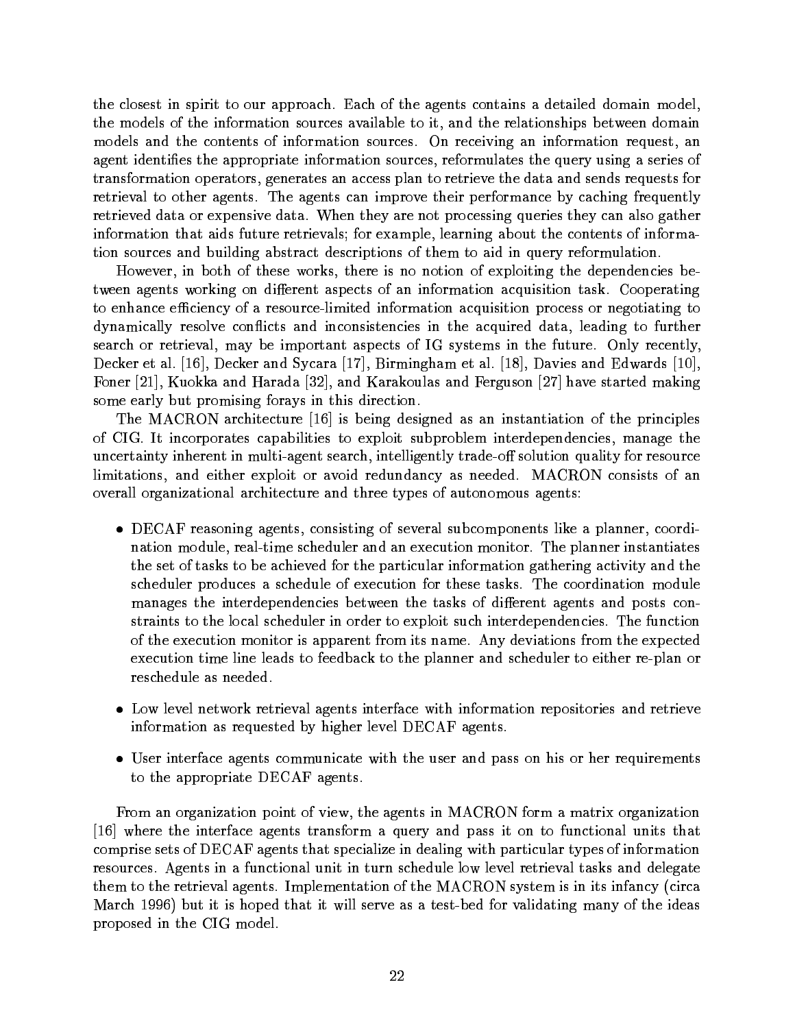the closest in spirit to our approach. Each of the agents contains a detailed domain model, the models of the information sources available to it, and the relationships between domain models and the contents of information sources. On receiving an information request, an agent identifies the appropriate information sources, reformulates the query using a series of transformation operators, generates an access plan to retrieve the data and sends requests for retrieval to other agents. The agents can improve their performance by caching frequently retrieved data or expensive data. When they are not processing queries they can also gather information that aids future retrievals; for example, learning about the contents of information sources and building abstract descriptions of them to aid in query reformulation.

However, in both of these works, there is no notion of exploiting the dependencies between agents working on different aspects of an information acquisition task. Cooperating to enhance efficiency of a resource-limited information acquisition process or negotiating to dynamically resolve conflicts and inconsistencies in the acquired data, leading to further search or retrieval, may be important aspects of IG systems in the future. Only recently, Decker et al. [16], Decker and Sycara [17], Birmingham et al. [18], Davies and Edwards [10], Foner [21], Kuokka and Harada [32], and Karakoulas and Ferguson [27] have started making some early but promising forays in this direction.

The MACRON architecture [16] is being designed as an instantiation of the principles of CIG. It incorporates capabilities to exploit subproblem interdependencies, manage the uncertainty inherent in multi-agent search, intelligently trade-off solution quality for resource limitations, and either exploit or avoid redundancy as needed. MACRON consists of an overall organizational architecture and three types of autonomous agents:

- DECAF reasoning agents, consisting of several subcomponents like a planner, coordination module, real-time scheduler and an execution monitor. The planner instantiates the set of tasks to be achieved for the particular information gathering activity and the scheduler produces a schedule of execution for these tasks. The coordination module manages the interdependencies between the tasks of different agents and posts constraints to the local scheduler in order to exploit such interdependencies. The function of the execution monitor is apparent from its name. Any deviations from the expected execution time line leads to feedback to the planner and scheduler to either re-plan or reschedule as needed.
- Low level network retrieval agents interface with information repositories and retrieve information as requested by higher level DECAF agents.
- User interface agents communicate with the user and pass on his or her requirements to the appropriate DECAF agents.

From an organization point of view, the agents in MACRON form a matrix organization [16] where the interface agents transform a query and pass it on to functional units that comprise sets of DECAF agents that specialize in dealing with particular types of information resources. Agents in a functional unit in turn schedule low level retrieval tasks and delegate them to the retrieval agents. Implementation of the MACRON system is in its infancy (circa March 1996) but it is hoped that it will serve as a test-bed for validating many of the ideas proposed in the CIG model.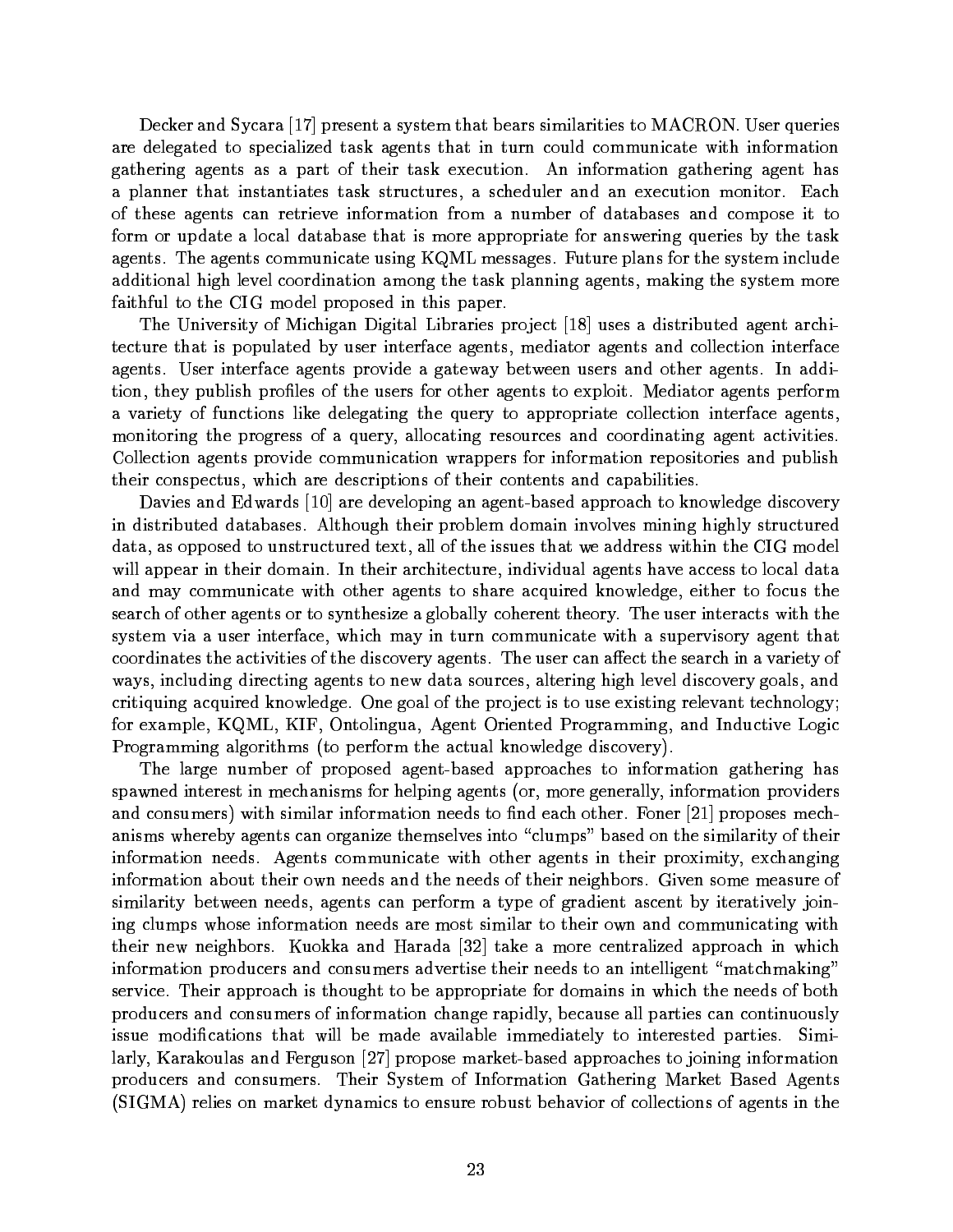Decker and Sycara [17] present a system that bears similarities to MACRON. User queries are delegated to specialized task agents that in turn could communicate with information gathering agents as a part of their task execution. An information gathering agent has a planner that instantiates task structures, a scheduler and an execution monitor. Each of these agents can retrieve information from a number of databases and compose it to form or update a local database that is more appropriate for answering queries by the task agents. The agents communicate using KQML messages. Future plans for the system include additional high level coordination among the task planning agents, making the system more faithful to the CIG model proposed in this paper.

The University of Michigan Digital Libraries project [18] uses a distributed agent architecture that is populated by user interface agents, mediator agents and collection interface agents. User interface agents provide a gateway between users and other agents. In addition, they publish profiles of the users for other agents to exploit. Mediator agents perform a variety of functions like delegating the query to appropriate collection interface agents, monitoring the progress of a query, allocating resources and coordinating agent activities. Collection agents provide communication wrappers for information repositories and publish their conspectus, which are descriptions of their contents and capabilities.

Davies and Edwards [10] are developing an agent-based approach to knowledge discovery in distributed databases. Although their problem domain involves mining highly structured data, as opposed to unstructured text, all of the issues that we address within the CIG model will appear in their domain. In their architecture, individual agents have access to local data and may communicate with other agents to share acquired knowledge, either to focus the search of other agents or to synthesize a globally coherent theory. The user interacts with the system via a user interface, which may in turn communicate with a supervisory agent that coordinates the activities of the discovery agents. The user can affect the search in a variety of ways, including directing agents to new data sources, altering high level discovery goals, and critiquing acquired knowledge. One goal of the project is to use existing relevant technology; for example, KQML, KIF, Ontolingua, Agent Oriented Programming, and Inductive Logic Programming algorithms (to perform the actual knowledge discovery).

The large number of proposed agent-based approaches to information gathering has spawned interest in mechanisms for helping agents (or, more generally, information providers and consumers) with similar information needs to find each other. Foner [21] proposes mechanisms whereby agents can organize themselves into "clumps" based on the similarity of their information needs. Agents communicate with other agents in their proximity, exchanging information about their own needs and the needs of their neighbors. Given some measure of similarity between needs, agents can perform a type of gradient ascent by iteratively joining clumps whose information needs are most similar to their own and communicating with their new neighbors. Kuokka and Harada [32] take a more centralized approach in which information producers and consumers advertise their needs to an intelligent "matchmaking" service. Their approach is thought to be appropriate for domains in which the needs of both producers and consumers of information change rapidly, because all parties can continuously issue modifications that will be made available immediately to interested parties. Similarly, Karakoulas and Ferguson [27] propose market-based approaches to joining information producers and consumers. Their System of Information Gathering Market Based Agents (SIGMA) relies on market dynamics to ensure robust behavior of collections of agents in the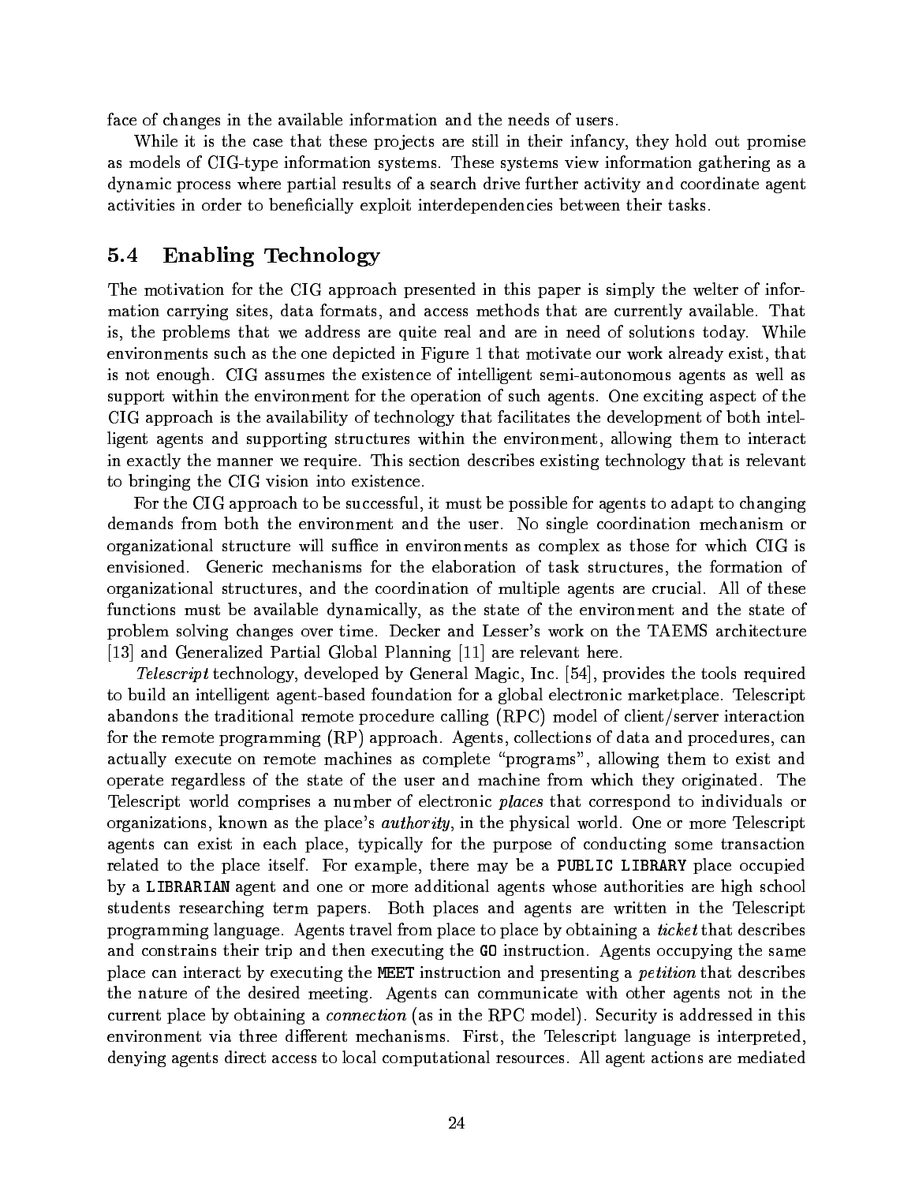face of changes in the available information and the needs of users.

While it is the case that these projects are still in their infancy, they hold out promise as models of CIG-type information systems. These systems view information gathering as a dynamic process where partial results of a search drive further activity and coordinate agent activities in order to beneficially exploit interdependencies between their tasks.

## 5.4 Enabling Technology

The motivation for the CIG approach presented in this paper is simply the welter of information carrying sites, data formats, and access methods that are currently available. That is, the problems that we address are quite real and are in need of solutions today. While environments such as the one depicted in Figure 1 that motivate our work already exist, that is not enough. CIG assumes the existence of intelligent semi-autonomous agents as well as support within the environment for the operation of such agents. One exciting aspect of the CIG approach is the availability of technology that facilitates the development of both intelligent agents and supporting structures within the environment, allowing them to interact in exactly the manner we require. This section describes existing technology that is relevant to bringing the CIG vision into existence.

For the CIG approach to be successful, it must be possible for agents to adapt to changing demands from both the environment and the user. No single coordination mechanism or organizational structure will suffice in environments as complex as those for which CIG is envisioned. Generic mechanisms for the elaboration of task structures, the formation of organizational structures, and the coordination of multiple agents are crucial. All of these functions must be available dynamically, as the state of the environment and the state of problem solving changes over time. Decker and Lesser's work on the TAEMS architecture [13] and Generalized Partial Global Planning [11] are relevant here.

*Telescript* technology, developed by General Magic, Inc. [54], provides the tools required to build an intelligent agent-based foundation for a global electronic marketplace. Telescript abandons the traditional remote procedure calling (RPC) model of client/server interaction for the remote programming (RP) approach. Agents, collections of data and procedures, can actually execute on remote machines as complete "programs", allowing them to exist and operate regardless of the state of the user and machine from which they originated. The Telescript world comprises a number of electronic *places* that correspond to individuals or organizations, known as the place's *authority*, in the physical world. One or more Telescript agents can exist in each place, typically for the purpose of conducting some transaction related to the place itself. For example, there may be a `PUBLIC LIBRARY` place occupied by a `LIBRARIAN` agent and one or more additional agents whose authorities are high school students researching term papers. Both places and agents are written in the Telescript programming language. Agents travel from place to place by obtaining a *ticket* that describes and constrains their trip and then executing the `GO` instruction. Agents occupying the same place can interact by executing the `MEET` instruction and presenting a *petition* that describes the nature of the desired meeting. Agents can communicate with other agents not in the current place by obtaining a *connection* (as in the RPC model). Security is addressed in this environment via three different mechanisms. First, the Telescript language is interpreted, denying agents direct access to local computational resources. All agent actions are mediated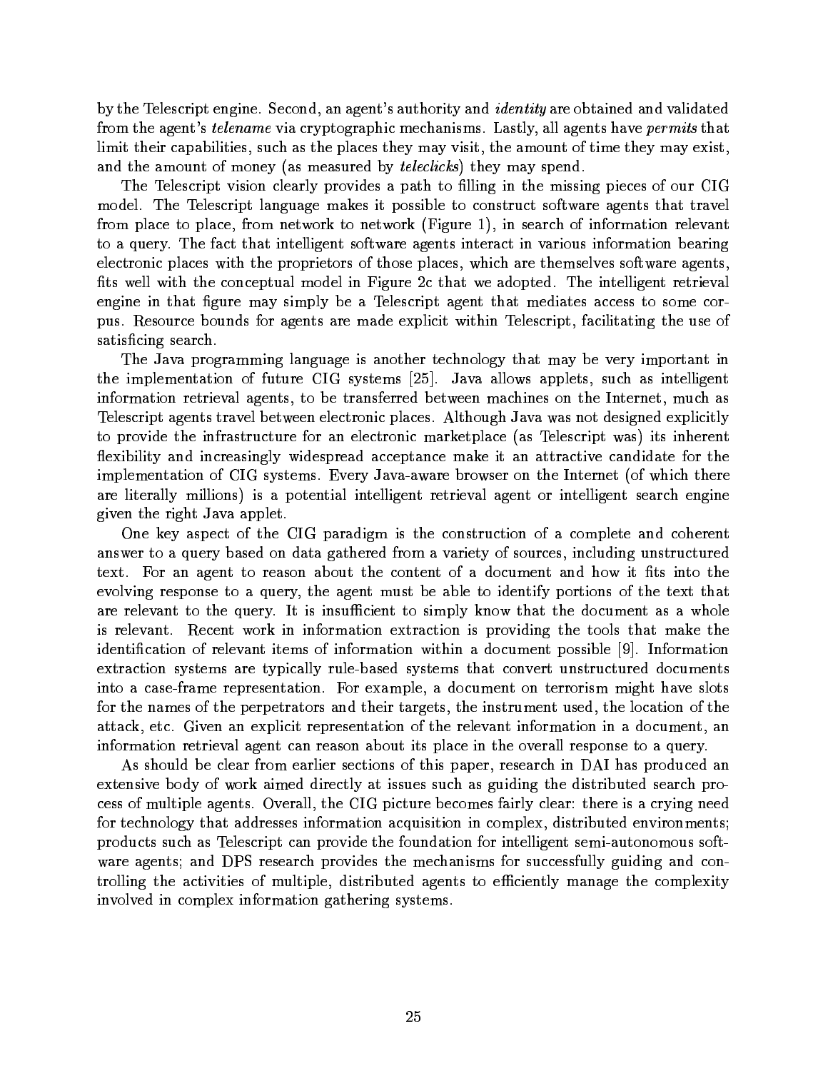by the Telescript engine. Second, an agent's authority and *identity* are obtained and validated from the agent's *telename* via cryptographic mechanisms. Lastly, all agents have *permits* that limit their capabilities, such as the places they may visit, the amount of time they may exist, and the amount of money (as measured by *teleclicks*) they may spend.

The Telescript vision clearly provides a path to filling in the missing pieces of our CIG model. The Telescript language makes it possible to construct software agents that travel from place to place, from network to network (Figure 1), in search of information relevant to a query. The fact that intelligent software agents interact in various information bearing electronic places with the proprietors of those places, which are themselves software agents, fits well with the conceptual model in Figure 2c that we adopted. The intelligent retrieval engine in that figure may simply be a Telescript agent that mediates access to some corpus. Resource bounds for agents are made explicit within Telescript, facilitating the use of satisficing search.

The Java programming language is another technology that may be very important in the implementation of future CIG systems [25]. Java allows applets, such as intelligent information retrieval agents, to be transferred between machines on the Internet, much as Telescript agents travel between electronic places. Although Java was not designed explicitly to provide the infrastructure for an electronic marketplace (as Telescript was) its inherent flexibility and increasingly widespread acceptance make it an attractive candidate for the implementation of CIG systems. Every Java-aware browser on the Internet (of which there are literally millions) is a potential intelligent retrieval agent or intelligent search engine given the right Java applet.

One key aspect of the CIG paradigm is the construction of a complete and coherent answer to a query based on data gathered from a variety of sources, including unstructured text. For an agent to reason about the content of a document and how it fits into the evolving response to a query, the agent must be able to identify portions of the text that are relevant to the query. It is insufficient to simply know that the document as a whole is relevant. Recent work in information extraction is providing the tools that make the identification of relevant items of information within a document possible [9]. Information extraction systems are typically rule-based systems that convert unstructured documents into a case-frame representation. For example, a document on terrorism might have slots for the names of the perpetrators and their targets, the instrument used, the location of the attack, etc. Given an explicit representation of the relevant information in a document, an information retrieval agent can reason about its place in the overall response to a query.

As should be clear from earlier sections of this paper, research in DAI has produced an extensive body of work aimed directly at issues such as guiding the distributed search process of multiple agents. Overall, the CIG picture becomes fairly clear: there is a crying need for technology that addresses information acquisition in complex, distributed environments; products such as Telescript can provide the foundation for intelligent semi-autonomous software agents; and DPS research provides the mechanisms for successfully guiding and controlling the activities of multiple, distributed agents to efficiently manage the complexity involved in complex information gathering systems.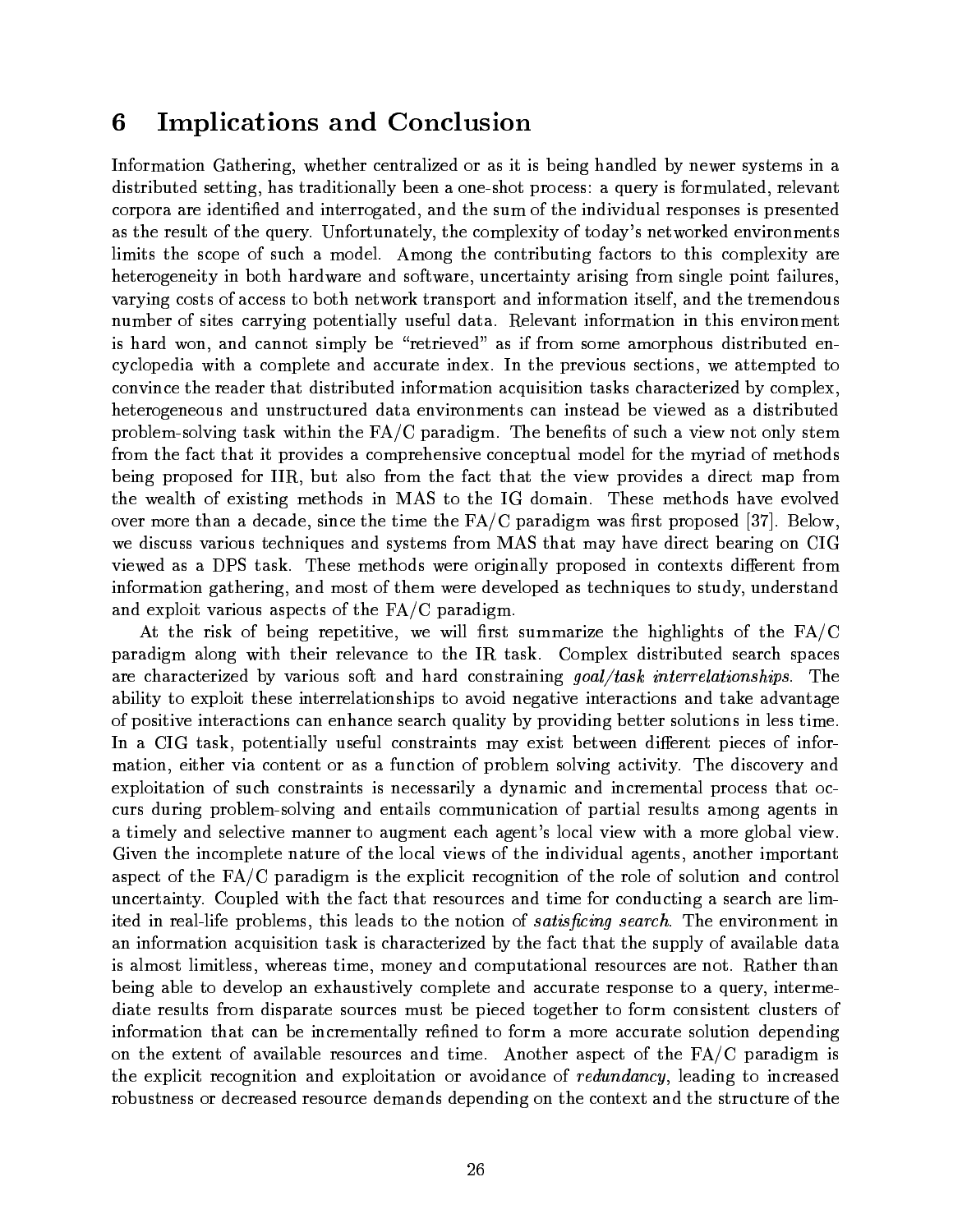# 6 Implications and Conclusion

Information Gathering, whether centralized or as it is being handled by newer systems in a distributed setting, has traditionally been a one-shot process: a query is formulated, relevant corpora are identified and interrogated, and the sum of the individual responses is presented as the result of the query. Unfortunately, the complexity of today's networked environments limits the scope of such a model. Among the contributing factors to this complexity are heterogeneity in both hardware and software, uncertainty arising from single point failures, varying costs of access to both network transport and information itself, and the tremendous number of sites carrying potentially useful data. Relevant information in this environment is hard won, and cannot simply be "retrieved" as if from some amorphous distributed encyclopedia with a complete and accurate index. In the previous sections, we attempted to convince the reader that distributed information acquisition tasks characterized by complex, heterogeneous and unstructured data environments can instead be viewed as a distributed problem-solving task within the FA/C paradigm. The benefits of such a view not only stem from the fact that it provides a comprehensive conceptual model for the myriad of methods being proposed for IIR, but also from the fact that the view provides a direct map from the wealth of existing methods in MAS to the IG domain. These methods have evolved over more than a decade, since the time the FA/C paradigm was first proposed [37]. Below, we discuss various techniques and systems from MAS that may have direct bearing on CIG viewed as a DPS task. These methods were originally proposed in contexts different from information gathering, and most of them were developed as techniques to study, understand and exploit various aspects of the FA/C paradigm.

At the risk of being repetitive, we will first summarize the highlights of the FA/C paradigm along with their relevance to the IR task. Complex distributed search spaces are characterized by various soft and hard constraining *goal/task interrelationships*. The ability to exploit these interrelationships to avoid negative interactions and take advantage of positive interactions can enhance search quality by providing better solutions in less time. In a CIG task, potentially useful constraints may exist between different pieces of information, either via content or as a function of problem solving activity. The discovery and exploitation of such constraints is necessarily a dynamic and incremental process that occurs during problem-solving and entails communication of partial results among agents in a timely and selective manner to augment each agent's local view with a more global view. Given the incomplete nature of the local views of the individual agents, another important aspect of the FA/C paradigm is the explicit recognition of the role of solution and control uncertainty. Coupled with the fact that resources and time for conducting a search are limited in real-life problems, this leads to the notion of *satisficing search*. The environment in an information acquisition task is characterized by the fact that the supply of available data is almost limitless, whereas time, money and computational resources are not. Rather than being able to develop an exhaustively complete and accurate response to a query, intermediate results from disparate sources must be pieced together to form consistent clusters of information that can be incrementally refined to form a more accurate solution depending on the extent of available resources and time. Another aspect of the FA/C paradigm is the explicit recognition and exploitation or avoidance of *redundancy*, leading to increased robustness or decreased resource demands depending on the context and the structure of the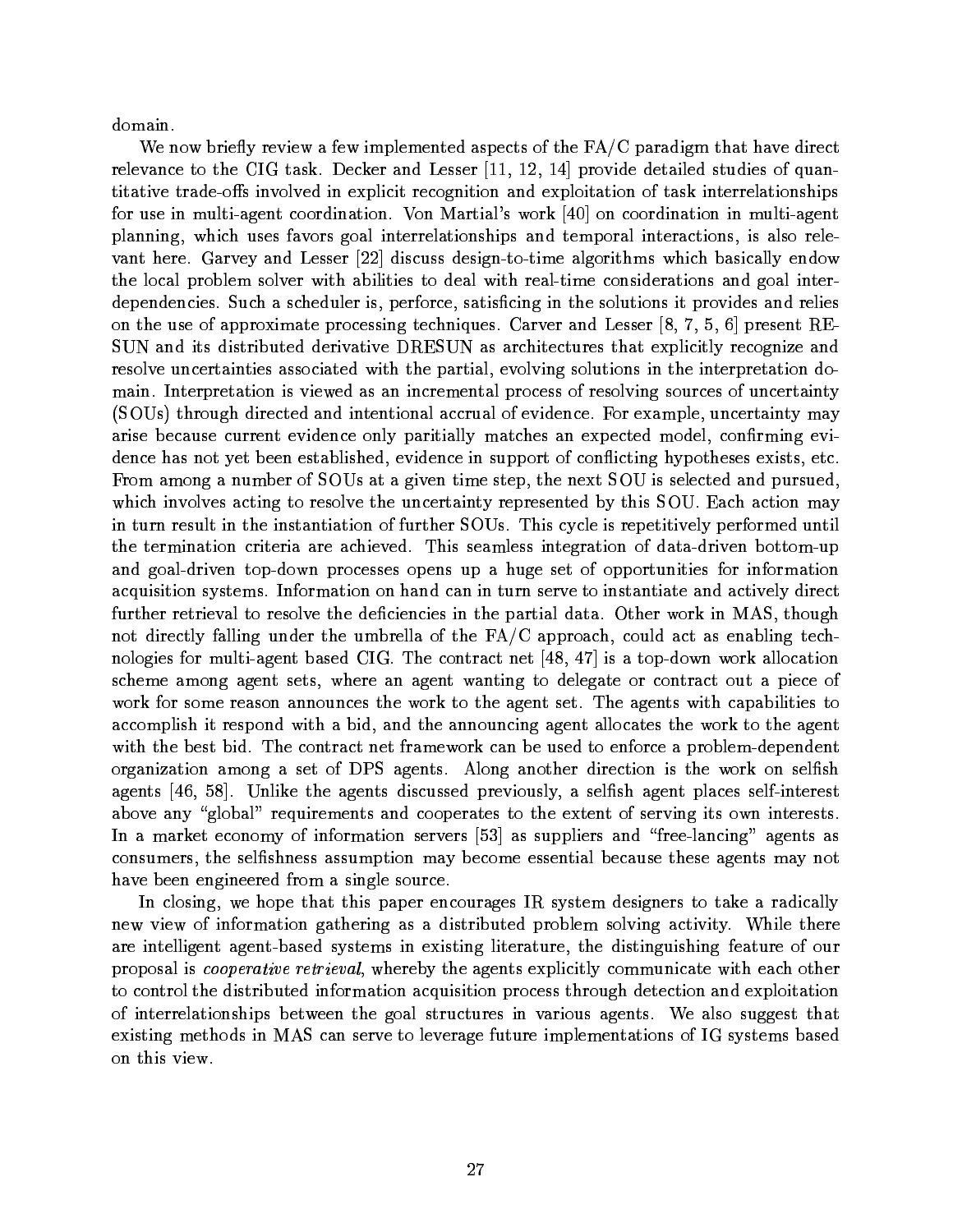domain.

We now briefly review a few implemented aspects of the FA/C paradigm that have direct relevance to the CIG task. Decker and Lesser [11, 12, 14] provide detailed studies of quantitative trade-offs involved in explicit recognition and exploitation of task interrelationships for use in multi-agent coordination. Von Martial's work [40] on coordination in multi-agent planning, which uses favors goal interrelationships and temporal interactions, is also relevant here. Garvey and Lesser [22] discuss design-to-time algorithms which basically endow the local problem solver with abilities to deal with real-time considerations and goal interdependencies. Such a scheduler is, perforce, satisficing in the solutions it provides and relies on the use of approximate processing techniques. Carver and Lesser [8, 7, 5, 6] present RESUN and its distributed derivative DRESUN as architectures that explicitly recognize and resolve uncertainties associated with the partial, evolving solutions in the interpretation domain. Interpretation is viewed as an incremental process of resolving sources of uncertainty (SOUs) through directed and intentional accrual of evidence. For example, uncertainty may arise because current evidence only paritially matches an expected model, confirming evidence has not yet been established, evidence in support of conflicting hypotheses exists, etc. From among a number of SOUs at a given time step, the next SOU is selected and pursued, which involves acting to resolve the uncertainty represented by this SOU. Each action may in turn result in the instantiation of further SOUs. This cycle is repetitively performed until the termination criteria are achieved. This seamless integration of data-driven bottom-up and goal-driven top-down processes opens up a huge set of opportunities for information acquisition systems. Information on hand can in turn serve to instantiate and actively direct further retrieval to resolve the deficiencies in the partial data. Other work in MAS, though not directly falling under the umbrella of the FA/C approach, could act as enabling technologies for multi-agent based CIG. The contract net [48, 47] is a top-down work allocation scheme among agent sets, where an agent wanting to delegate or contract out a piece of work for some reason announces the work to the agent set. The agents with capabilities to accomplish it respond with a bid, and the announcing agent allocates the work to the agent with the best bid. The contract net framework can be used to enforce a problem-dependent organization among a set of DPS agents. Along another direction is the work on selfish agents [46, 58]. Unlike the agents discussed previously, a selfish agent places self-interest above any "global" requirements and cooperates to the extent of serving its own interests. In a market economy of information servers [53] as suppliers and "free-lancing" agents as consumers, the selfishness assumption may become essential because these agents may not have been engineered from a single source.

In closing, we hope that this paper encourages IR system designers to take a radically new view of information gathering as a distributed problem solving activity. While there are intelligent agent-based systems in existing literature, the distinguishing feature of our proposal is *cooperative retrieval*, whereby the agents explicitly communicate with each other to control the distributed information acquisition process through detection and exploitation of interrelationships between the goal structures in various agents. We also suggest that existing methods in MAS can serve to leverage future implementations of IG systems based on this view.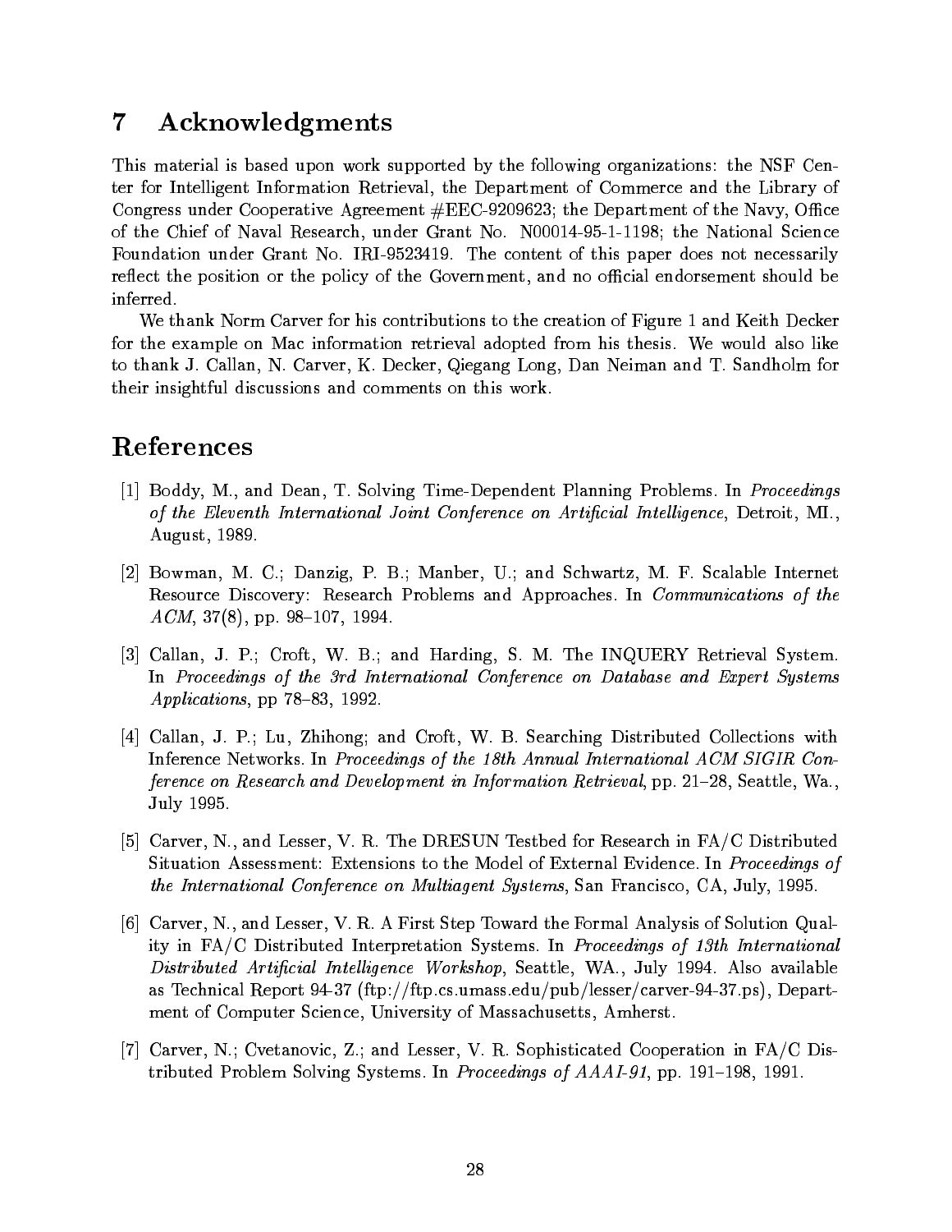## 7 Acknowledgments

This material is based upon work supported by the following organizations: the NSF Center for Intelligent Information Retrieval, the Department of Commerce and the Library of Congress under Cooperative Agreement #EEC-9209623; the Department of the Navy, Office of the Chief of Naval Research, under Grant No. N00014-95-1-1198; the National Science Foundation under Grant No. IRI-9523419. The content of this paper does not necessarily reflect the position or the policy of the Government, and no official endorsement should be inferred.

We thank Norm Carver for his contributions to the creation of Figure 1 and Keith Decker for the example on Mac information retrieval adopted from his thesis. We would also like to thank J. Callan, N. Carver, K. Decker, Qiegang Long, Dan Neiman and T. Sandholm for their insightful discussions and comments on this work.

## References

[1] Boddy, M., and Dean, T. Solving Time-Dependent Planning Problems. In *Proceedings of the Eleventh International Joint Conference on Artificial Intelligence*, Detroit, MI., August, 1989.

[2] Bowman, M. C.; Danzig, P. B.; Manber, U.; and Schwartz, M. F. Scalable Internet Resource Discovery: Research Problems and Approaches. In *Communications of the ACM*, 37(8), pp. 98–107, 1994.

[3] Callan, J. P.; Croft, W. B.; and Harding, S. M. The INQUERY Retrieval System. In *Proceedings of the 3rd International Conference on Database and Expert Systems Applications*, pp 78–83, 1992.

[4] Callan, J. P.; Lu, Zhihong; and Croft, W. B. Searching Distributed Collections with Inference Networks. In *Proceedings of the 18th Annual International ACM SIGIR Conference on Research and Development in Information Retrieval*, pp. 21–28, Seattle, Wa., July 1995.

[5] Carver, N., and Lesser, V. R. The DRESUN Testbed for Research in FA/C Distributed Situation Assessment: Extensions to the Model of External Evidence. In *Proceedings of the International Conference on Multiagent Systems*, San Francisco, CA, July, 1995.

[6] Carver, N., and Lesser, V. R. A First Step Toward the Formal Analysis of Solution Quality in FA/C Distributed Interpretation Systems. In *Proceedings of 13th International Distributed Artificial Intelligence Workshop*, Seattle, WA., July 1994. Also available as Technical Report 94-37 (ftp://ftp.cs.umass.edu/pub/lesser/carver-94-37.ps), Department of Computer Science, University of Massachusetts, Amherst.

[7] Carver, N.; Cvetanovic, Z.; and Lesser, V. R. Sophisticated Cooperation in FA/C Distributed Problem Solving Systems. In *Proceedings of AAAI-91*, pp. 191–198, 1991.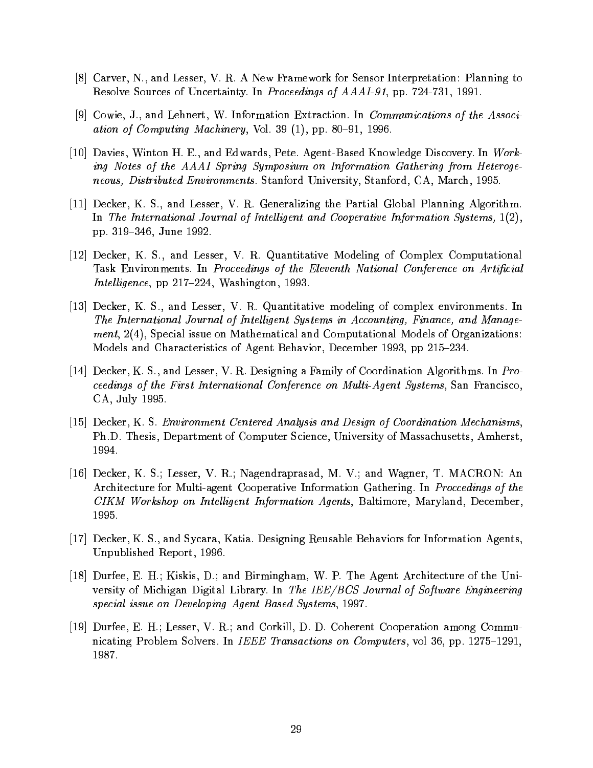[8] Carver, N., and Lesser, V. R. A New Framework for Sensor Interpretation: Planning to Resolve Sources of Uncertainty. In *Proceedings of AAAI-91*, pp. 724-731, 1991.

[9] Cowie, J., and Lehnert, W. Information Extraction. In *Communications of the Association of Computing Machinery*, Vol. 39 (1), pp. 80–91, 1996.

[10] Davies, Winton H. E., and Edwards, Pete. Agent-Based Knowledge Discovery. In *Working Notes of the AAAI Spring Symposium on Information Gathering from Heterogeneous, Distributed Environments*. Stanford University, Stanford, CA, March, 1995.

[11] Decker, K. S., and Lesser, V. R. Generalizing the Partial Global Planning Algorithm. In *The International Journal of Intelligent and Cooperative Information Systems,* 1(2), pp. 319–346, June 1992.

[12] Decker, K. S., and Lesser, V. R. Quantitative Modeling of Complex Computational Task Environments. In *Proceedings of the Eleventh National Conference on Artificial Intelligence*, pp 217–224, Washington, 1993.

[13] Decker, K. S., and Lesser, V. R. Quantitative modeling of complex environments. In *The International Journal of Intelligent Systems in Accounting, Finance, and Management*, 2(4), Special issue on Mathematical and Computational Models of Organizations: Models and Characteristics of Agent Behavior, December 1993, pp 215–234.

[14] Decker, K. S., and Lesser, V. R. Designing a Family of Coordination Algorithms. In *Proceedings of the First International Conference on Multi-Agent Systems*, San Francisco, CA, July 1995.

[15] Decker, K. S. *Environment Centered Analysis and Design of Coordination Mechanisms*, Ph.D. Thesis, Department of Computer Science, University of Massachusetts, Amherst, 1994.

[16] Decker, K. S.; Lesser, V. R.; Nagendraprasad, M. V.; and Wagner, T. MACRON: An Architecture for Multi-agent Cooperative Information Gathering. In *Proccedings of the CIKM Workshop on Intelligent Information Agents*, Baltimore, Maryland, December, 1995.

[17] Decker, K. S., and Sycara, Katia. Designing Reusable Behaviors for Information Agents, Unpublished Report, 1996.

[18] Durfee, E. H.; Kiskis, D.; and Birmingham, W. P. The Agent Architecture of the University of Michigan Digital Library. In *The IEE/BCS Journal of Software Engineering special issue on Developing Agent Based Systems*, 1997.

[19] Durfee, E. H.; Lesser, V. R.; and Corkill, D. D. Coherent Cooperation among Communicating Problem Solvers. In *IEEE Transactions on Computers*, vol 36, pp. 1275–1291, 1987.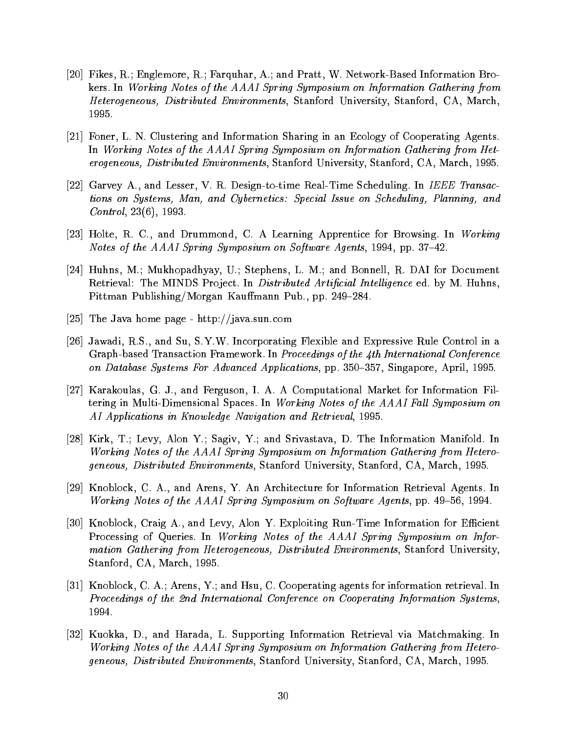[20] Fikes, R.; Englemore, R.; Farquhar, A.; and Pratt, W. Network-Based Information Brokers. In *Working Notes of the AAAI Spring Symposium on Information Gathering from Heterogeneous, Distributed Environments*, Stanford University, Stanford, CA, March, 1995.

[21] Foner, L. N. Clustering and Information Sharing in an Ecology of Cooperating Agents. In *Working Notes of the AAAI Spring Symposium on Information Gathering from Heterogeneous, Distributed Environments*, Stanford University, Stanford, CA, March, 1995.

[22] Garvey A., and Lesser, V. R. Design-to-time Real-Time Scheduling. In *IEEE Transactions on Systems, Man, and Cybernetics: Special Issue on Scheduling, Planning, and Control*, 23(6), 1993.

[23] Holte, R. C., and Drummond, C. A Learning Apprentice for Browsing. In *Working Notes of the AAAI Spring Symposium on Software Agents*, 1994, pp. 37–42.

[24] Huhns, M.; Mukhopadhyay, U.; Stephens, L. M.; and Bonnell, R. DAI for Document Retrieval: The MINDS Project. In *Distributed Artificial Intelligence* ed. by M. Huhns, Pittman Publishing/Morgan Kauffmann Pub., pp. 249–284.

[25] The Java home page - http://java.sun.com

[26] Jawadi, R.S., and Su, S.Y.W. Incorporating Flexible and Expressive Rule Control in a Graph-based Transaction Framework. In *Proceedings of the 4th International Conference on Database Systems For Advanced Applications*, pp. 350–357, Singapore, April, 1995.

[27] Karakoulas, G. J., and Ferguson, I. A. A Computational Market for Information Filtering in Multi-Dimensional Spaces. In *Working Notes of the AAAI Fall Symposium on AI Applications in Knowledge Navigation and Retrieval*, 1995.

[28] Kirk, T.; Levy, Alon Y.; Sagiv, Y.; and Srivastava, D. The Information Manifold. In *Working Notes of the AAAI Spring Symposium on Information Gathering from Heterogeneous, Distributed Environments*, Stanford University, Stanford, CA, March, 1995.

[29] Knoblock, C. A., and Arens, Y. An Architecture for Information Retrieval Agents. In *Working Notes of the AAAI Spring Symposium on Software Agents*, pp. 49–56, 1994.

[30] Knoblock, Craig A., and Levy, Alon Y. Exploiting Run-Time Information for Efficient Processing of Queries. In *Working Notes of the AAAI Spring Symposium on Information Gathering from Heterogeneous, Distributed Environments*, Stanford University, Stanford, CA, March, 1995.

[31] Knoblock, C. A.; Arens, Y.; and Hsu, C. Cooperating agents for information retrieval. In *Proceedings of the 2nd International Conference on Cooperating Information Systems*, 1994.

[32] Kuokka, D., and Harada, L. Supporting Information Retrieval via Matchmaking. In *Working Notes of the AAAI Spring Symposium on Information Gathering from Heterogeneous, Distributed Environments*, Stanford University, Stanford, CA, March, 1995.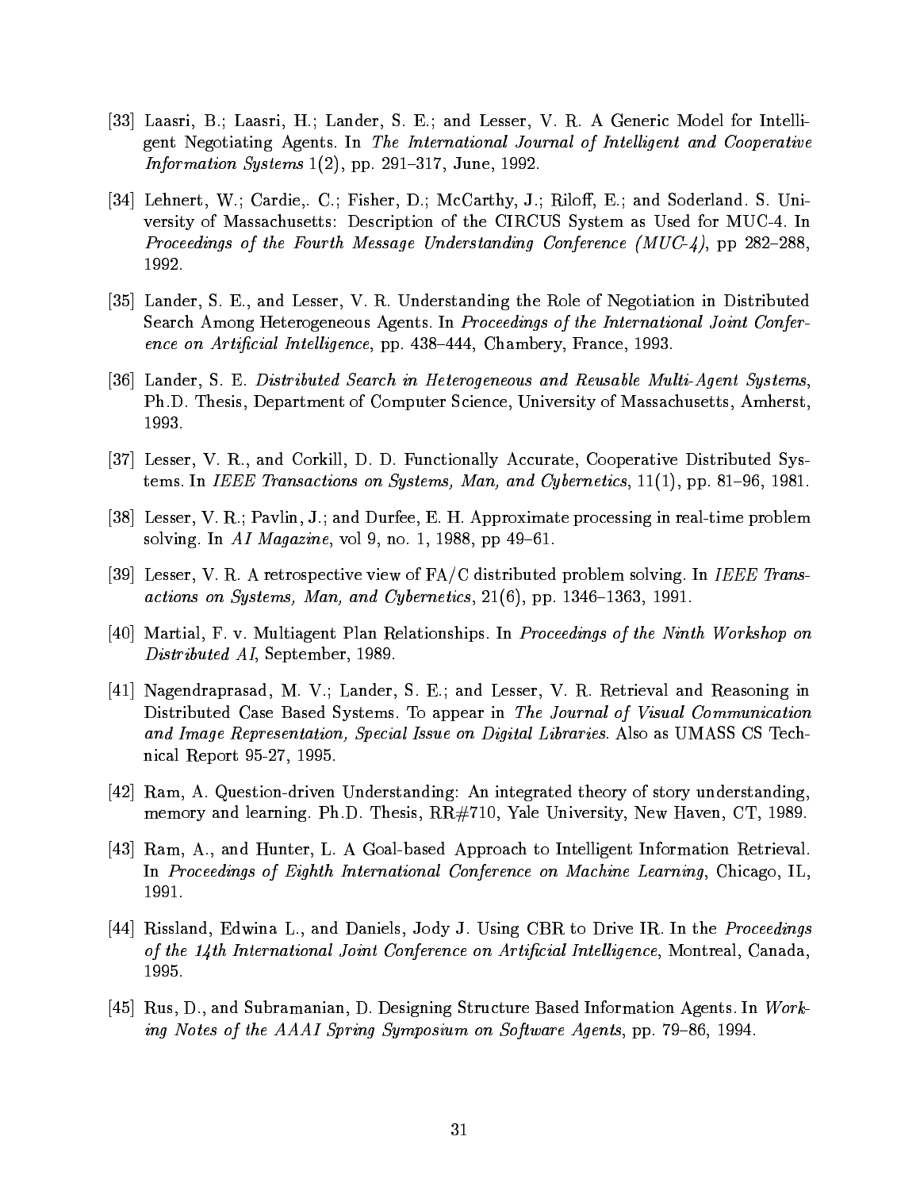[33] Laasri, B.; Laasri, H.; Lander, S. E.; and Lesser, V. R. A Generic Model for Intelligent Negotiating Agents. In *The International Journal of Intelligent and Cooperative Information Systems* 1(2), pp. 291–317, June, 1992.

[34] Lehnert, W.; Cardie,. C.; Fisher, D.; McCarthy, J.; Riloff, E.; and Soderland. S. University of Massachusetts: Description of the CIRCUS System as Used for MUC-4. In *Proceedings of the Fourth Message Understanding Conference (MUC-4)*, pp 282–288, 1992.

[35] Lander, S. E., and Lesser, V. R. Understanding the Role of Negotiation in Distributed Search Among Heterogeneous Agents. In *Proceedings of the International Joint Conference on Artificial Intelligence*, pp. 438–444, Chambery, France, 1993.

[36] Lander, S. E. *Distributed Search in Heterogeneous and Reusable Multi-Agent Systems*, Ph.D. Thesis, Department of Computer Science, University of Massachusetts, Amherst, 1993.

[37] Lesser, V. R., and Corkill, D. D. Functionally Accurate, Cooperative Distributed Systems. In *IEEE Transactions on Systems, Man, and Cybernetics*, 11(1), pp. 81–96, 1981.

[38] Lesser, V. R.; Pavlin, J.; and Durfee, E. H. Approximate processing in real-time problem solving. In *AI Magazine*, vol 9, no. 1, 1988, pp 49–61.

[39] Lesser, V. R. A retrospective view of FA/C distributed problem solving. In *IEEE Transactions on Systems, Man, and Cybernetics*, 21(6), pp. 1346–1363, 1991.

[40] Martial, F. v. Multiagent Plan Relationships. In *Proceedings of the Ninth Workshop on Distributed AI*, September, 1989.

[41] Nagendraprasad, M. V.; Lander, S. E.; and Lesser, V. R. Retrieval and Reasoning in Distributed Case Based Systems. To appear in *The Journal of Visual Communication and Image Representation, Special Issue on Digital Libraries*. Also as UMASS CS Technical Report 95-27, 1995.

[42] Ram, A. Question-driven Understanding: An integrated theory of story understanding, memory and learning. Ph.D. Thesis, RR#710, Yale University, New Haven, CT, 1989.

[43] Ram, A., and Hunter, L. A Goal-based Approach to Intelligent Information Retrieval. In *Proceedings of Eighth International Conference on Machine Learning*, Chicago, IL, 1991.

[44] Rissland, Edwina L., and Daniels, Jody J. Using CBR to Drive IR. In the *Proceedings of the 14th International Joint Conference on Artificial Intelligence*, Montreal, Canada, 1995.

[45] Rus, D., and Subramanian, D. Designing Structure Based Information Agents. In *Working Notes of the AAAI Spring Symposium on Software Agents*, pp. 79–86, 1994.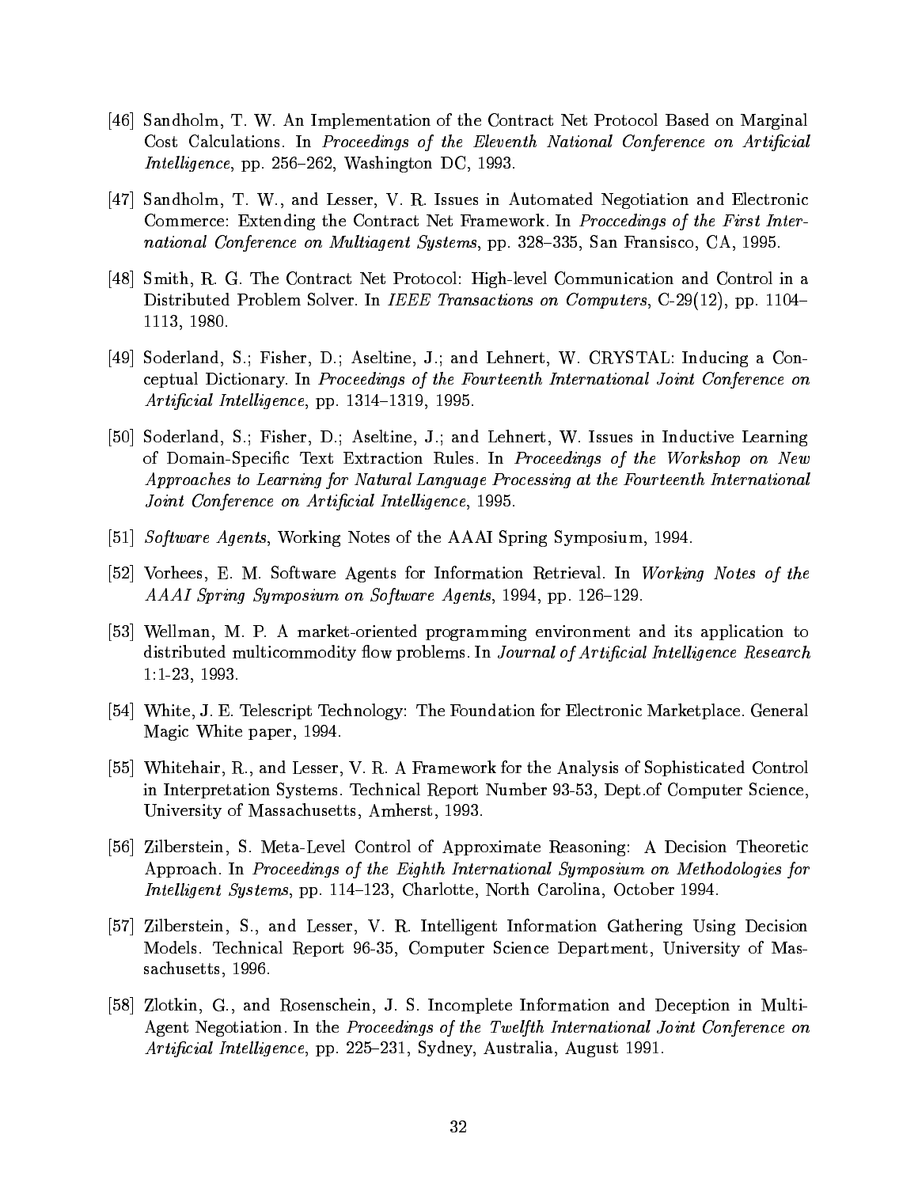[46] Sandholm, T. W. An Implementation of the Contract Net Protocol Based on Marginal Cost Calculations. In *Proceedings of the Eleventh National Conference on Artificial Intelligence*, pp. 256–262, Washington DC, 1993.

[47] Sandholm, T. W., and Lesser, V. R. Issues in Automated Negotiation and Electronic Commerce: Extending the Contract Net Framework. In *Proccedings of the First International Conference on Multiagent Systems*, pp. 328–335, San Fransisco, CA, 1995.

[48] Smith, R. G. The Contract Net Protocol: High-level Communication and Control in a Distributed Problem Solver. In *IEEE Transactions on Computers*, C-29(12), pp. 1104–1113, 1980.

[49] Soderland, S.; Fisher, D.; Aseltine, J.; and Lehnert, W. CRYSTAL: Inducing a Conceptual Dictionary. In *Proceedings of the Fourteenth International Joint Conference on Artificial Intelligence*, pp. 1314–1319, 1995.

[50] Soderland, S.; Fisher, D.; Aseltine, J.; and Lehnert, W. Issues in Inductive Learning of Domain-Specific Text Extraction Rules. In *Proceedings of the Workshop on New Approaches to Learning for Natural Language Processing at the Fourteenth International Joint Conference on Artificial Intelligence*, 1995.

[51] *Software Agents*, Working Notes of the AAAI Spring Symposium, 1994.

[52] Vorhees, E. M. Software Agents for Information Retrieval. In *Working Notes of the AAAI Spring Symposium on Software Agents*, 1994, pp. 126–129.

[53] Wellman, M. P. A market-oriented programming environment and its application to distributed multicommodity flow problems. In *Journal of Artificial Intelligence Research* 1:1-23, 1993.

[54] White, J. E. Telescript Technology: The Foundation for Electronic Marketplace. General Magic White paper, 1994.

[55] Whitehair, R., and Lesser, V. R. A Framework for the Analysis of Sophisticated Control in Interpretation Systems. Technical Report Number 93-53, Dept.of Computer Science, University of Massachusetts, Amherst, 1993.

[56] Zilberstein, S. Meta-Level Control of Approximate Reasoning: A Decision Theoretic Approach. In *Proceedings of the Eighth International Symposium on Methodologies for Intelligent Systems*, pp. 114–123, Charlotte, North Carolina, October 1994.

[57] Zilberstein, S., and Lesser, V. R. Intelligent Information Gathering Using Decision Models. Technical Report 96-35, Computer Science Department, University of Massachusetts, 1996.

[58] Zlotkin, G., and Rosenschein, J. S. Incomplete Information and Deception in Multi-Agent Negotiation. In the *Proceedings of the Twelfth International Joint Conference on Artificial Intelligence*, pp. 225–231, Sydney, Australia, August 1991.